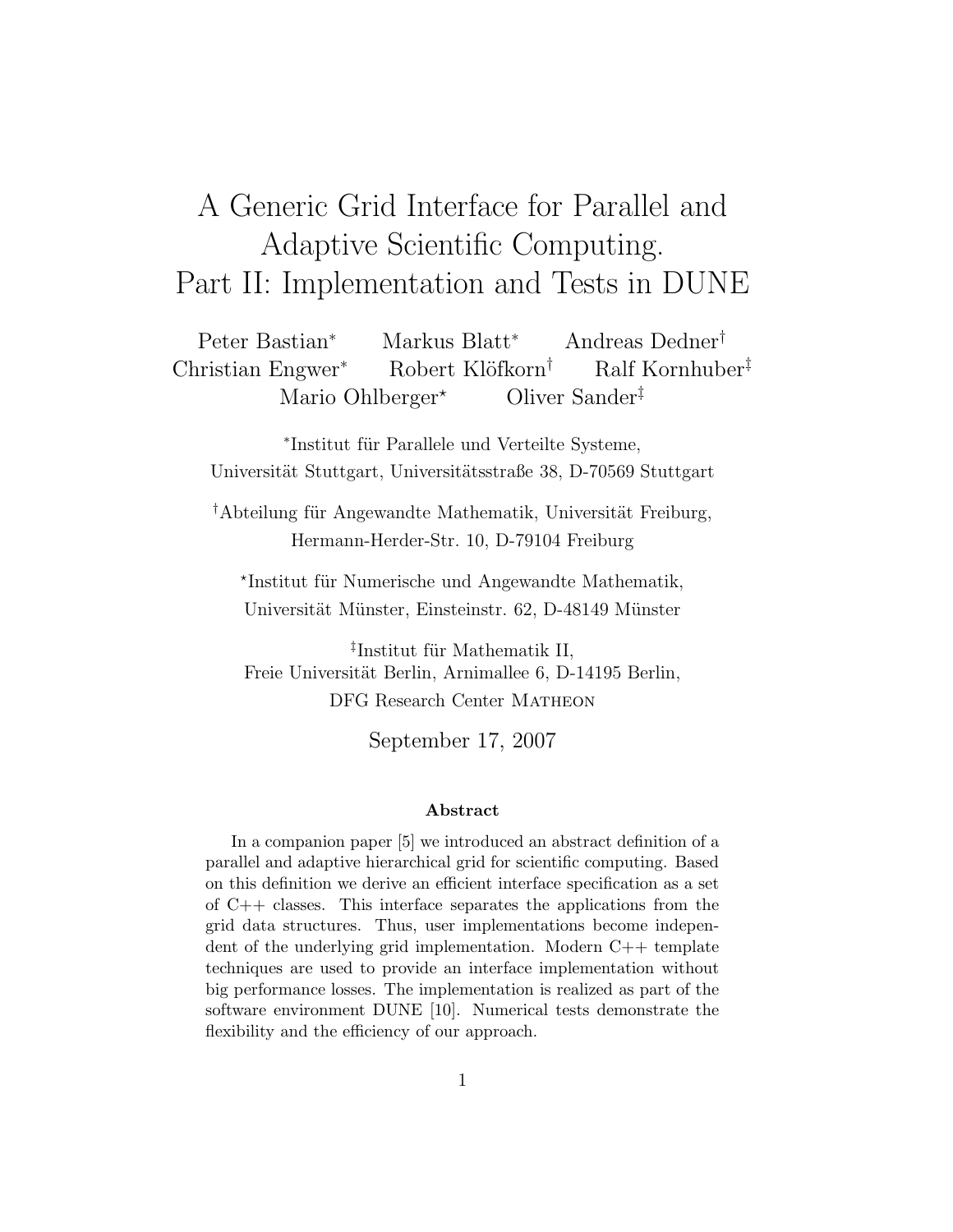# A Generic Grid Interface for Parallel and Adaptive Scientific Computing. Part II: Implementation and Tests in DUNE

Peter Bastian[*] Markus Blatt[*] Andreas Dedner[†]
Christian Engwer[*] Robert Klöfkorn[†] Ralf Kornhuber[‡]
Mario Ohlberger[⋆] Oliver Sander[‡]

[*]Institut für Parallele und Verteilte Systeme,
Universität Stuttgart, Universitätsstraße 38, D-70569 Stuttgart

[†]Abteilung für Angewandte Mathematik, Universität Freiburg,
Hermann-Herder-Str. 10, D-79104 Freiburg

[⋆]Institut für Numerische und Angewandte Mathematik,
Universität Münster, Einsteinstr. 62, D-48149 Münster

[‡]Institut für Mathematik II,
Freie Universität Berlin, Arnimallee 6, D-14195 Berlin,
DFG Research Center Matheon

September 17, 2007

### Abstract

In a companion paper [5] we introduced an abstract definition of a parallel and adaptive hierarchical grid for scientific computing. Based on this definition we derive an efficient interface specification as a set of C++ classes. This interface separates the applications from the grid data structures. Thus, user implementations become independent of the underlying grid implementation. Modern C++ template techniques are used to provide an interface implementation without big performance losses. The implementation is realized as part of the software environment DUNE [10]. Numerical tests demonstrate the flexibility and the efficiency of our approach.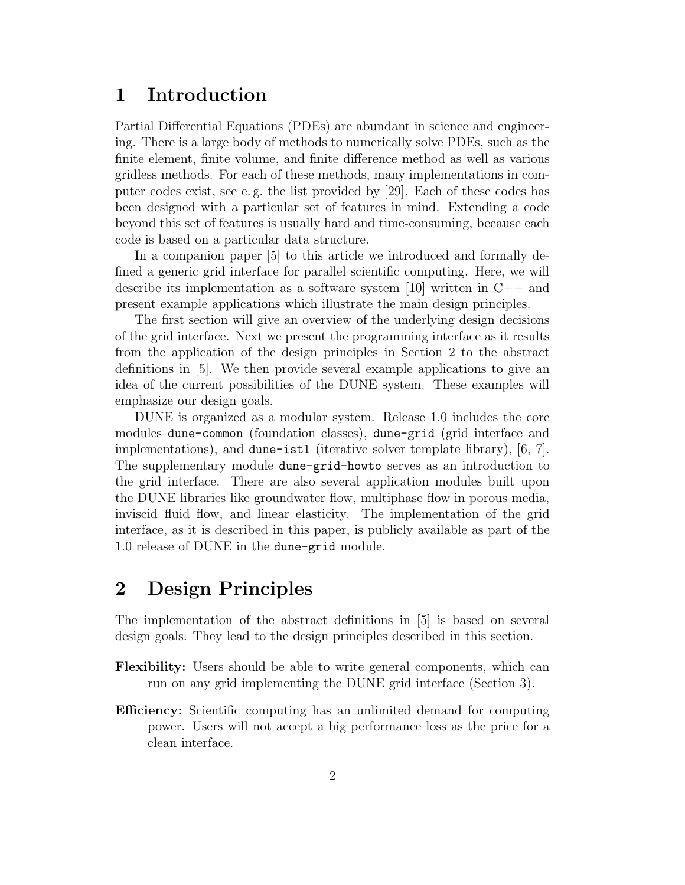# 1 Introduction

Partial Differential Equations (PDEs) are abundant in science and engineering. There is a large body of methods to numerically solve PDEs, such as the finite element, finite volume, and finite difference method as well as various gridless methods. For each of these methods, many implementations in computer codes exist, see e. g. the list provided by [29]. Each of these codes has been designed with a particular set of features in mind. Extending a code beyond this set of features is usually hard and time-consuming, because each code is based on a particular data structure.

In a companion paper [5] to this article we introduced and formally defined a generic grid interface for parallel scientific computing. Here, we will describe its implementation as a software system [10] written in C++ and present example applications which illustrate the main design principles.

The first section will give an overview of the underlying design decisions of the grid interface. Next we present the programming interface as it results from the application of the design principles in Section 2 to the abstract definitions in [5]. We then provide several example applications to give an idea of the current possibilities of the DUNE system. These examples will emphasize our design goals.

DUNE is organized as a modular system. Release 1.0 includes the core modules `dune-common` (foundation classes), `dune-grid` (grid interface and implementations), and `dune-istl` (iterative solver template library), [6, 7]. The supplementary module `dune-grid-howto` serves as an introduction to the grid interface. There are also several application modules built upon the DUNE libraries like groundwater flow, multiphase flow in porous media, inviscid fluid flow, and linear elasticity. The implementation of the grid interface, as it is described in this paper, is publicly available as part of the 1.0 release of DUNE in the `dune-grid` module.

# 2 Design Principles

The implementation of the abstract definitions in [5] is based on several design goals. They lead to the design principles described in this section.

**Flexibility:** Users should be able to write general components, which can run on any grid implementing the DUNE grid interface (Section 3).

**Efficiency:** Scientific computing has an unlimited demand for computing power. Users will not accept a big performance loss as the price for a clean interface.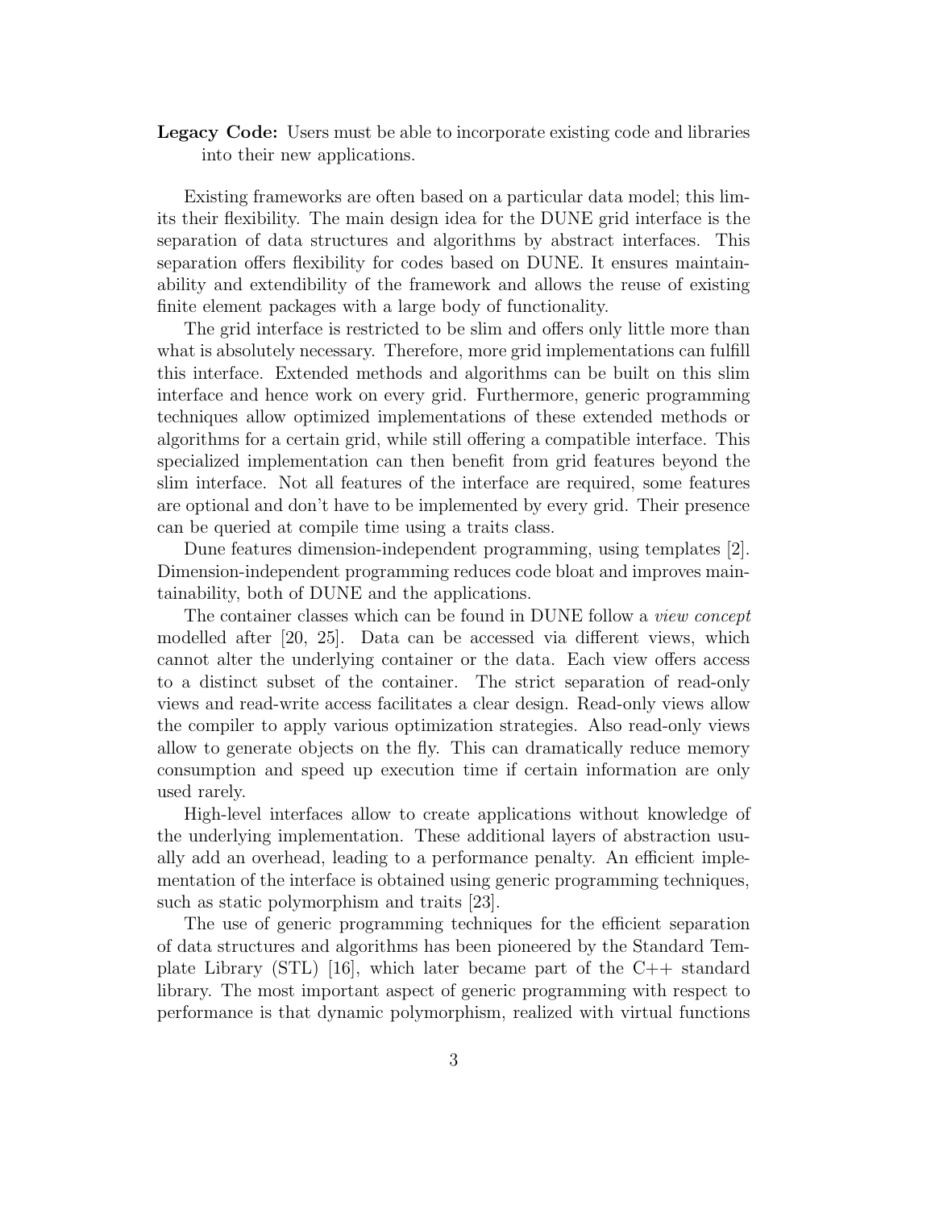**Legacy Code:** Users must be able to incorporate existing code and libraries into their new applications.

Existing frameworks are often based on a particular data model; this limits their flexibility. The main design idea for the DUNE grid interface is the separation of data structures and algorithms by abstract interfaces. This separation offers flexibility for codes based on DUNE. It ensures maintainability and extendibility of the framework and allows the reuse of existing finite element packages with a large body of functionality.

The grid interface is restricted to be slim and offers only little more than what is absolutely necessary. Therefore, more grid implementations can fulfill this interface. Extended methods and algorithms can be built on this slim interface and hence work on every grid. Furthermore, generic programming techniques allow optimized implementations of these extended methods or algorithms for a certain grid, while still offering a compatible interface. This specialized implementation can then benefit from grid features beyond the slim interface. Not all features of the interface are required, some features are optional and don't have to be implemented by every grid. Their presence can be queried at compile time using a traits class.

Dune features dimension-independent programming, using templates [2]. Dimension-independent programming reduces code bloat and improves maintainability, both of DUNE and the applications.

The container classes which can be found in DUNE follow a *view concept* modelled after [20, 25]. Data can be accessed via different views, which cannot alter the underlying container or the data. Each view offers access to a distinct subset of the container. The strict separation of read-only views and read-write access facilitates a clear design. Read-only views allow the compiler to apply various optimization strategies. Also read-only views allow to generate objects on the fly. This can dramatically reduce memory consumption and speed up execution time if certain information are only used rarely.

High-level interfaces allow to create applications without knowledge of the underlying implementation. These additional layers of abstraction usually add an overhead, leading to a performance penalty. An efficient implementation of the interface is obtained using generic programming techniques, such as static polymorphism and traits [23].

The use of generic programming techniques for the efficient separation of data structures and algorithms has been pioneered by the Standard Template Library (STL) [16], which later became part of the C++ standard library. The most important aspect of generic programming with respect to performance is that dynamic polymorphism, realized with virtual functions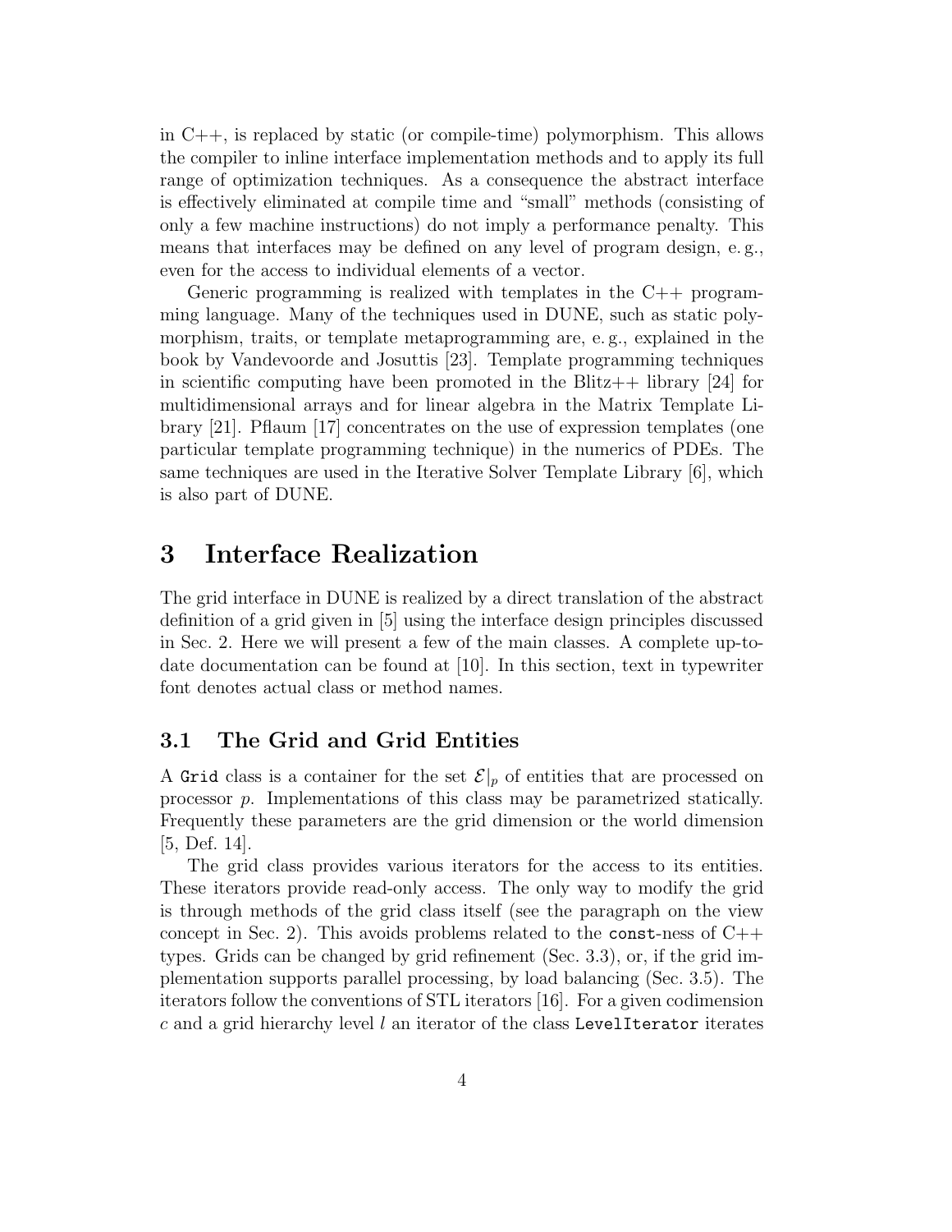in C++, is replaced by static (or compile-time) polymorphism. This allows the compiler to inline interface implementation methods and to apply its full range of optimization techniques. As a consequence the abstract interface is effectively eliminated at compile time and "small" methods (consisting of only a few machine instructions) do not imply a performance penalty. This means that interfaces may be defined on any level of program design, e. g., even for the access to individual elements of a vector.

Generic programming is realized with templates in the C++ programming language. Many of the techniques used in DUNE, such as static polymorphism, traits, or template metaprogramming are, e. g., explained in the book by Vandevoorde and Josuttis [23]. Template programming techniques in scientific computing have been promoted in the Blitz++ library [24] for multidimensional arrays and for linear algebra in the Matrix Template Library [21]. Pflaum [17] concentrates on the use of expression templates (one particular template programming technique) in the numerics of PDEs. The same techniques are used in the Iterative Solver Template Library [6], which is also part of DUNE.

# 3 Interface Realization

The grid interface in DUNE is realized by a direct translation of the abstract definition of a grid given in [5] using the interface design principles discussed in Sec. 2. Here we will present a few of the main classes. A complete up-to-date documentation can be found at [10]. In this section, text in typewriter font denotes actual class or method names.

## 3.1 The Grid and Grid Entities

A `Grid` class is a container for the set $\mathcal{E}|_p$ of entities that are processed on processor $p$. Implementations of this class may be parametrized statically. Frequently these parameters are the grid dimension or the world dimension [5, Def. 14].

The grid class provides various iterators for the access to its entities. These iterators provide read-only access. The only way to modify the grid is through methods of the grid class itself (see the paragraph on the view concept in Sec. 2). This avoids problems related to the `const`-ness of C++ types. Grids can be changed by grid refinement (Sec. 3.3), or, if the grid implementation supports parallel processing, by load balancing (Sec. 3.5). The iterators follow the conventions of STL iterators [16]. For a given codimension $c$ and a grid hierarchy level $l$ an iterator of the class `LevelIterator` iterates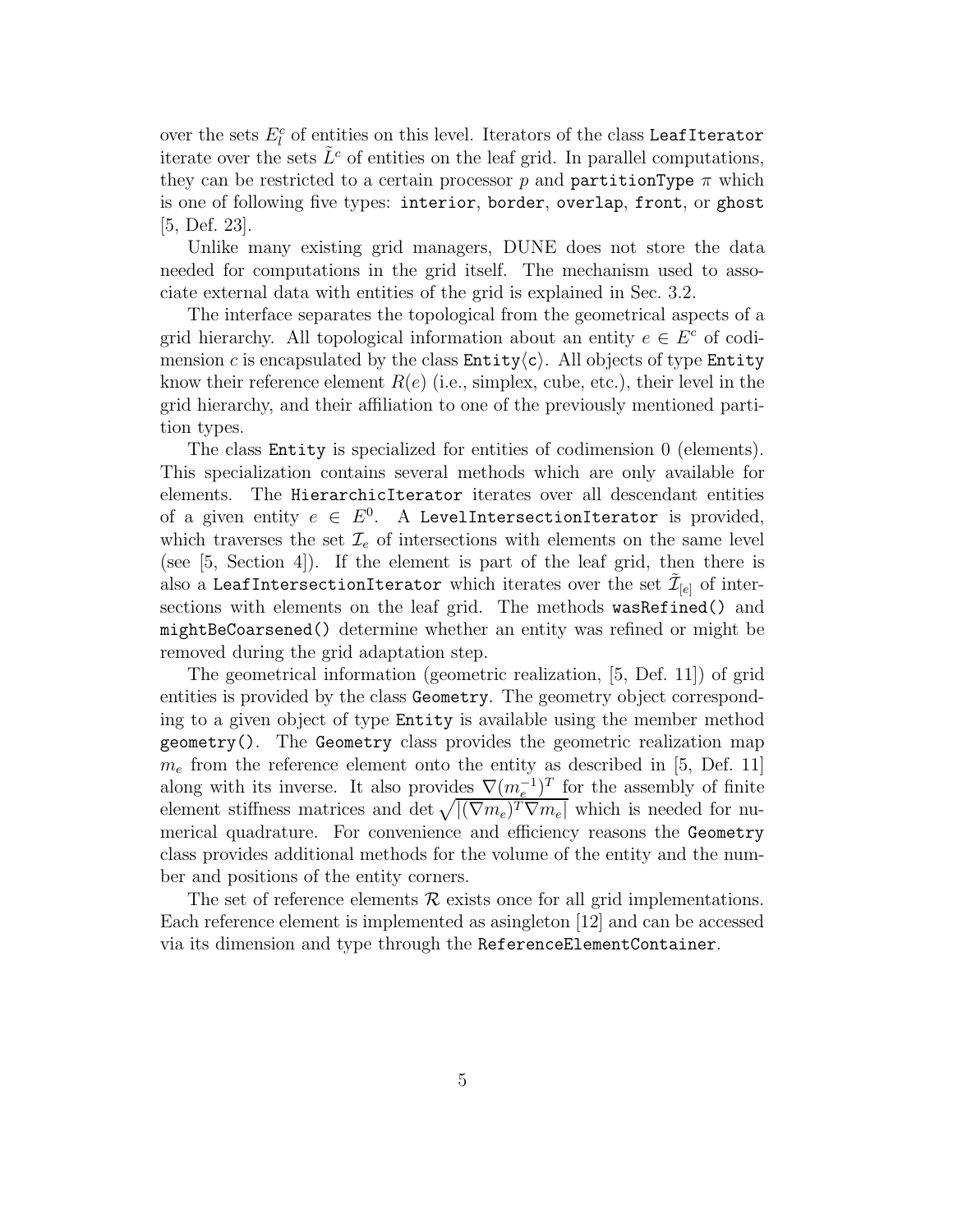over the sets $E_l^c$ of entities on this level. Iterators of the class `LeafIterator` iterate over the sets $\tilde{L}^c$ of entities on the leaf grid. In parallel computations, they can be restricted to a certain processor $p$ and `partitionType` $\pi$ which is one of following five types: `interior`, `border`, `overlap`, `front`, or `ghost` [5, Def. 23].

Unlike many existing grid managers, DUNE does not store the data needed for computations in the grid itself. The mechanism used to associate external data with entities of the grid is explained in Sec. 3.2.

The interface separates the topological from the geometrical aspects of a grid hierarchy. All topological information about an entity $e \in E^c$ of codimension $c$ is encapsulated by the class `Entity`$\langle$`c`$\rangle$. All objects of type `Entity` know their reference element $R(e)$ (i.e., simplex, cube, etc.), their level in the grid hierarchy, and their affiliation to one of the previously mentioned partition types.

The class `Entity` is specialized for entities of codimension 0 (elements). This specialization contains several methods which are only available for elements. The `HierarchicIterator` iterates over all descendant entities of a given entity $e \in E^0$. A `LevelIntersectionIterator` is provided, which traverses the set $\mathcal{I}_e$ of intersections with elements on the same level (see [5, Section 4]). If the element is part of the leaf grid, then there is also a `LeafIntersectionIterator` which iterates over the set $\tilde{\mathcal{I}}_{[e]}$ of intersections with elements on the leaf grid. The methods `wasRefined()` and `mightBeCoarsened()` determine whether an entity was refined or might be removed during the grid adaptation step.

The geometrical information (geometric realization, [5, Def. 11]) of grid entities is provided by the class `Geometry`. The geometry object corresponding to a given object of type `Entity` is available using the member method `geometry()`. The `Geometry` class provides the geometric realization map $m_e$ from the reference element onto the entity as described in [5, Def. 11] along with its inverse. It also provides $\nabla(m_e^{-1})^T$ for the assembly of finite element stiffness matrices and det $\sqrt{|(\nabla m_e)^T \nabla m_e|}$ which is needed for numerical quadrature. For convenience and efficiency reasons the `Geometry` class provides additional methods for the volume of the entity and the number and positions of the entity corners.

The set of reference elements $\mathcal{R}$ exists once for all grid implementations. Each reference element is implemented as asingleton [12] and can be accessed via its dimension and type through the `ReferenceElementContainer`.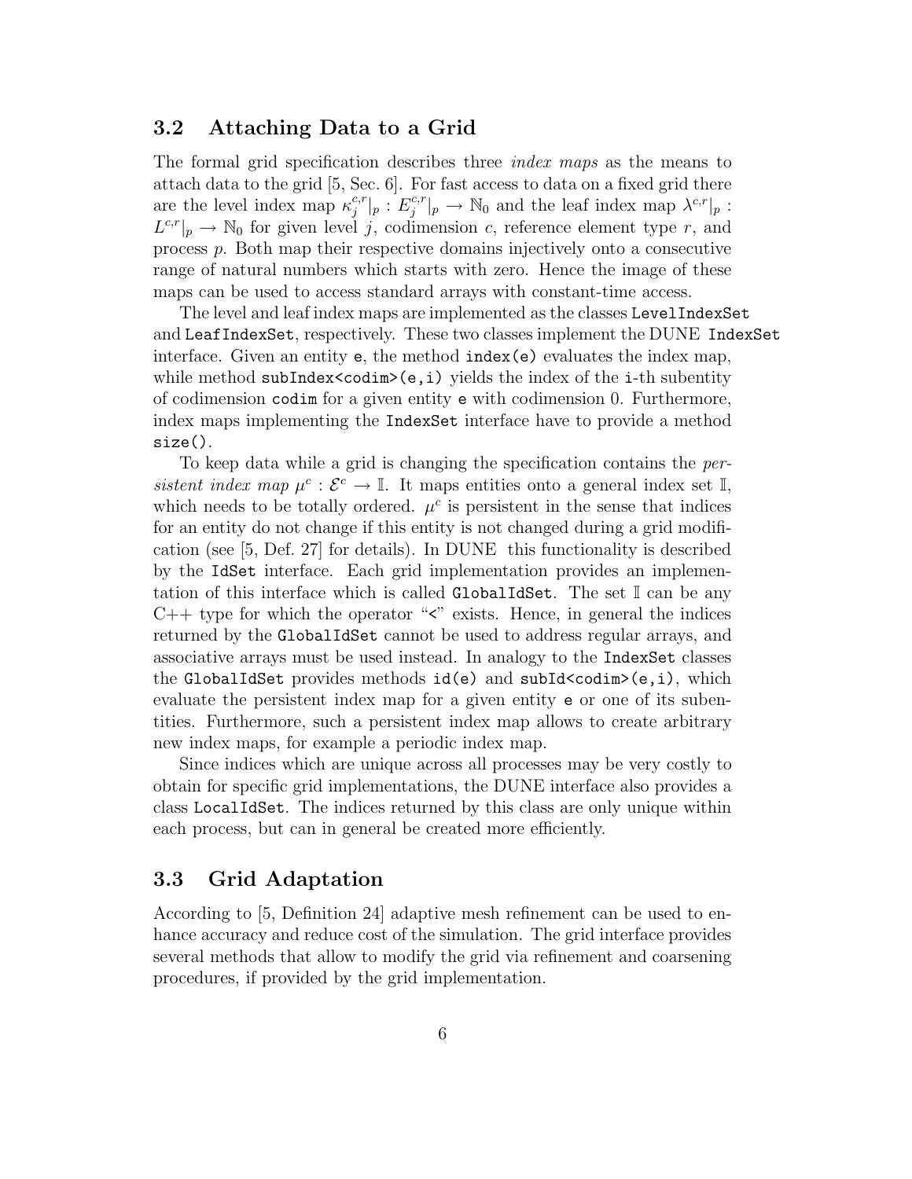### 3.2 Attaching Data to a Grid

The formal grid specification describes three *index maps* as the means to attach data to the grid [5, Sec. 6]. For fast access to data on a fixed grid there are the level index map $\kappa_j^{c,r}|_p : E_j^{c,r}|_p \to \mathbb{N}_0$ and the leaf index map $\lambda^{c,r}|_p : L^{c,r}|_p \to \mathbb{N}_0$ for given level $j$, codimension $c$, reference element type $r$, and process $p$. Both map their respective domains injectively onto a consecutive range of natural numbers which starts with zero. Hence the image of these maps can be used to access standard arrays with constant-time access.

The level and leaf index maps are implemented as the classes `LevelIndexSet` and `LeafIndexSet`, respectively. These two classes implement the DUNE `IndexSet` interface. Given an entity `e`, the method `index(e)` evaluates the index map, while method `subIndex<codim>(e,i)` yields the index of the `i`-th subentity of codimension `codim` for a given entity `e` with codimension 0. Furthermore, index maps implementing the `IndexSet` interface have to provide a method `size()`.

To keep data while a grid is changing the specification contains the *persistent index map* $\mu^c : \mathcal{E}^c \to \mathbb{I}$. It maps entities onto a general index set $\mathbb{I}$, which needs to be totally ordered. $\mu^c$ is persistent in the sense that indices for an entity do not change if this entity is not changed during a grid modification (see [5, Def. 27] for details). In DUNE this functionality is described by the `IdSet` interface. Each grid implementation provides an implementation of this interface which is called `GlobalIdSet`. The set $\mathbb{I}$ can be any C++ type for which the operator "`<`" exists. Hence, in general the indices returned by the `GlobalIdSet` cannot be used to address regular arrays, and associative arrays must be used instead. In analogy to the `IndexSet` classes the `GlobalIdSet` provides methods `id(e)` and `subId<codim>(e,i)`, which evaluate the persistent index map for a given entity `e` or one of its subentities. Furthermore, such a persistent index map allows to create arbitrary new index maps, for example a periodic index map.

Since indices which are unique across all processes may be very costly to obtain for specific grid implementations, the DUNE interface also provides a class `LocalIdSet`. The indices returned by this class are only unique within each process, but can in general be created more efficiently.

### 3.3 Grid Adaptation

According to [5, Definition 24] adaptive mesh refinement can be used to enhance accuracy and reduce cost of the simulation. The grid interface provides several methods that allow to modify the grid via refinement and coarsening procedures, if provided by the grid implementation.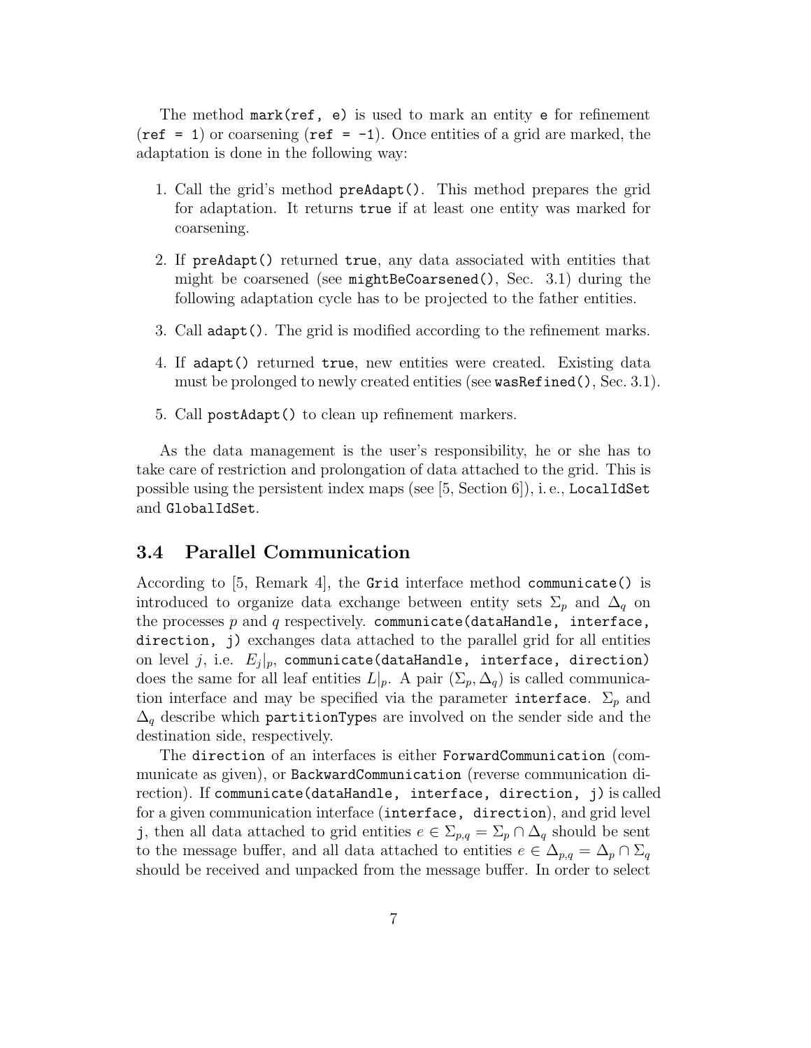The method `mark(ref, e)` is used to mark an entity `e` for refinement (`ref = 1`) or coarsening (`ref = -1`). Once entities of a grid are marked, the adaptation is done in the following way:

1. Call the grid's method `preAdapt()`. This method prepares the grid for adaptation. It returns `true` if at least one entity was marked for coarsening.
2. If `preAdapt()` returned `true`, any data associated with entities that might be coarsened (see `mightBeCoarsened()`, Sec. 3.1) during the following adaptation cycle has to be projected to the father entities.
3. Call `adapt()`. The grid is modified according to the refinement marks.
4. If `adapt()` returned `true`, new entities were created. Existing data must be prolonged to newly created entities (see `wasRefined()`, Sec. 3.1).
5. Call `postAdapt()` to clean up refinement markers.

As the data management is the user's responsibility, he or she has to take care of restriction and prolongation of data attached to the grid. This is possible using the persistent index maps (see [5, Section 6]), i. e., `LocalIdSet` and `GlobalIdSet`.

### 3.4 Parallel Communication

According to [5, Remark 4], the `Grid` interface method `communicate()` is introduced to organize data exchange between entity sets $\Sigma_p$ and $\Delta_q$ on the processes $p$ and $q$ respectively. `communicate(dataHandle, interface, direction, j)` exchanges data attached to the parallel grid for all entities on level $j$, i.e. $E_j|_p$, `communicate(dataHandle, interface, direction)` does the same for all leaf entities $L|_p$. A pair $(\Sigma_p, \Delta_q)$ is called communication interface and may be specified via the parameter `interface`. $\Sigma_p$ and $\Delta_q$ describe which `partitionType`s are involved on the sender side and the destination side, respectively.

The `direction` of an interfaces is either `ForwardCommunication` (communicate as given), or `BackwardCommunication` (reverse communication direction). If `communicate(dataHandle, interface, direction, j)` is called for a given communication interface (`interface, direction`), and grid level `j`, then all data attached to grid entities $e \in \Sigma_{p,q} = \Sigma_p \cap \Delta_q$ should be sent to the message buffer, and all data attached to entities $e \in \Delta_{p,q} = \Delta_p \cap \Sigma_q$ should be received and unpacked from the message buffer. In order to select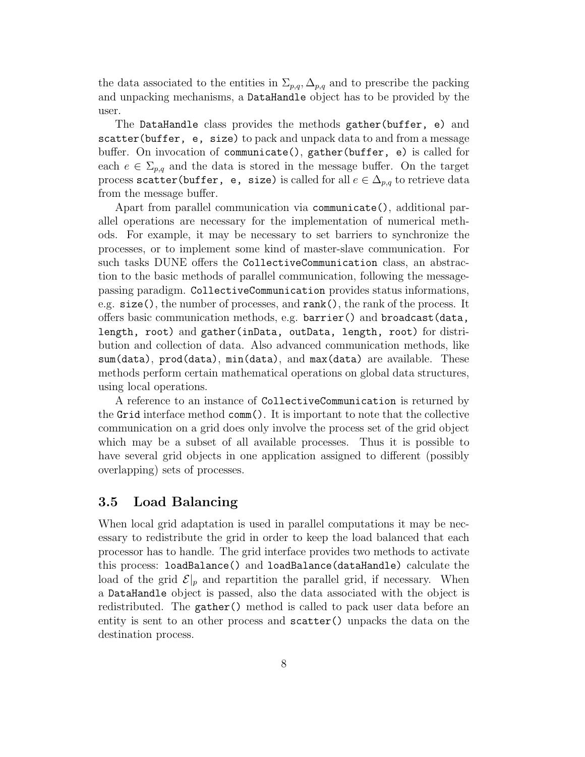the data associated to the entities in $\Sigma_{p,q}, \Delta_{p,q}$ and to prescribe the packing and unpacking mechanisms, a `DataHandle` object has to be provided by the user.

The `DataHandle` class provides the methods `gather(buffer, e)` and `scatter(buffer, e, size)` to pack and unpack data to and from a message buffer. On invocation of `communicate()`, `gather(buffer, e)` is called for each $e \in \Sigma_{p,q}$ and the data is stored in the message buffer. On the target process `scatter(buffer, e, size)` is called for all $e \in \Delta_{p,q}$ to retrieve data from the message buffer.

Apart from parallel communication via `communicate()`, additional parallel operations are necessary for the implementation of numerical methods. For example, it may be necessary to set barriers to synchronize the processes, or to implement some kind of master-slave communication. For such tasks DUNE offers the `CollectiveCommunication` class, an abstraction to the basic methods of parallel communication, following the message-passing paradigm. `CollectiveCommunication` provides status informations, e.g. `size()`, the number of processes, and `rank()`, the rank of the process. It offers basic communication methods, e.g. `barrier()` and `broadcast(data, length, root)` and `gather(inData, outData, length, root)` for distribution and collection of data. Also advanced communication methods, like `sum(data)`, `prod(data)`, `min(data)`, and `max(data)` are available. These methods perform certain mathematical operations on global data structures, using local operations.

A reference to an instance of `CollectiveCommunication` is returned by the `Grid` interface method `comm()`. It is important to note that the collective communication on a grid does only involve the process set of the grid object which may be a subset of all available processes. Thus it is possible to have several grid objects in one application assigned to different (possibly overlapping) sets of processes.

## 3.5 Load Balancing

When local grid adaptation is used in parallel computations it may be necessary to redistribute the grid in order to keep the load balanced that each processor has to handle. The grid interface provides two methods to activate this process: `loadBalance()` and `loadBalance(dataHandle)` calculate the load of the grid $\mathcal{E}|_p$ and repartition the parallel grid, if necessary. When a `DataHandle` object is passed, also the data associated with the object is redistributed. The `gather()` method is called to pack user data before an entity is sent to an other process and `scatter()` unpacks the data on the destination process.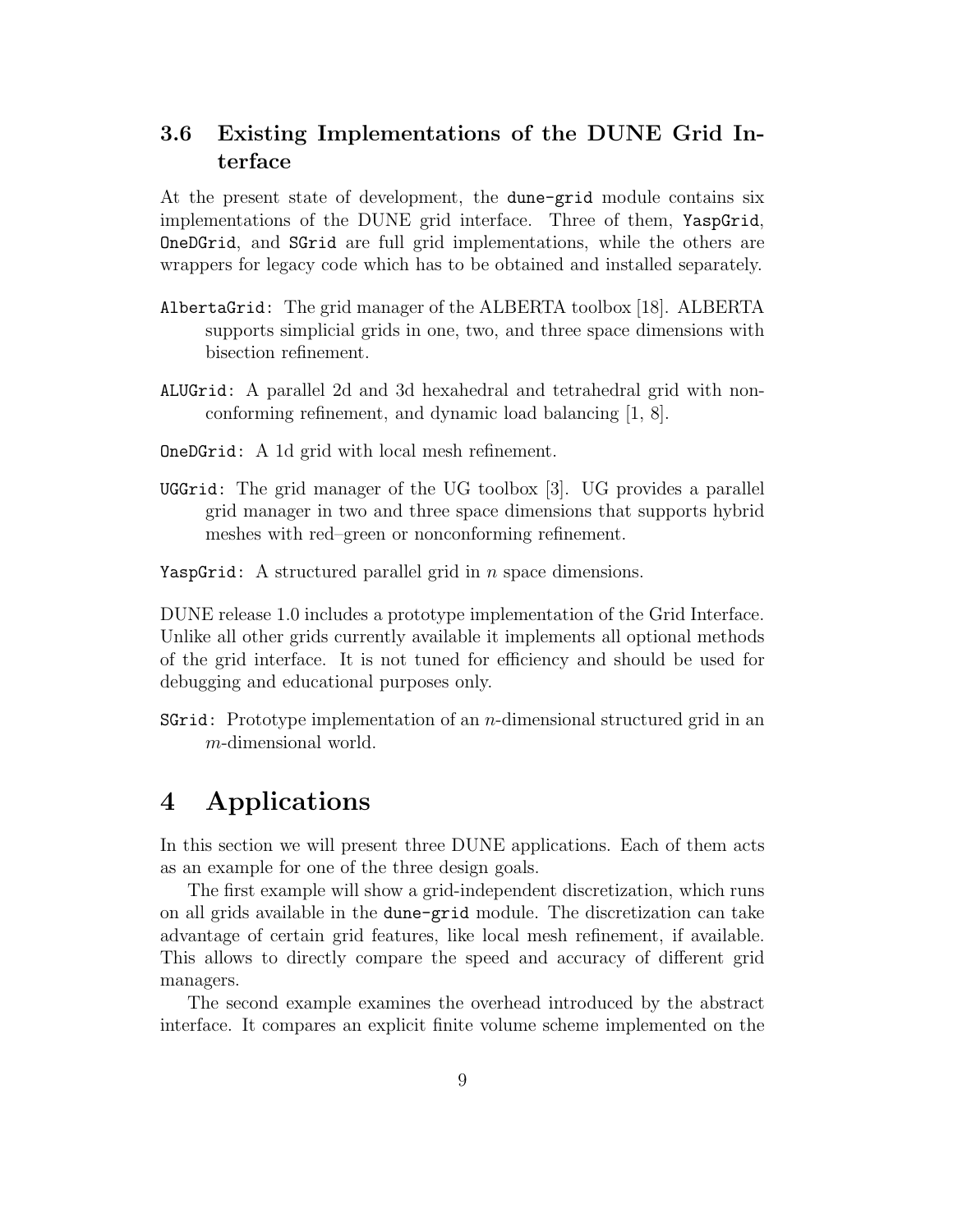### 3.6 Existing Implementations of the DUNE Grid Interface

At the present state of development, the `dune-grid` module contains six implementations of the DUNE grid interface. Three of them, `YaspGrid`, `OneDGrid`, and `SGrid` are full grid implementations, while the others are wrappers for legacy code which has to be obtained and installed separately.

`AlbertaGrid`: The grid manager of the ALBERTA toolbox [18]. ALBERTA supports simplicial grids in one, two, and three space dimensions with bisection refinement.

`ALUGrid`: A parallel 2d and 3d hexahedral and tetrahedral grid with nonconforming refinement, and dynamic load balancing [1, 8].

`OneDGrid`: A 1d grid with local mesh refinement.

`UGGrid`: The grid manager of the UG toolbox [3]. UG provides a parallel grid manager in two and three space dimensions that supports hybrid meshes with red–green or nonconforming refinement.

`YaspGrid`: A structured parallel grid in $n$ space dimensions.

DUNE release 1.0 includes a prototype implementation of the Grid Interface. Unlike all other grids currently available it implements all optional methods of the grid interface. It is not tuned for efficiency and should be used for debugging and educational purposes only.

`SGrid`: Prototype implementation of an $n$-dimensional structured grid in an $m$-dimensional world.

# 4 Applications

In this section we will present three DUNE applications. Each of them acts as an example for one of the three design goals.

The first example will show a grid-independent discretization, which runs on all grids available in the `dune-grid` module. The discretization can take advantage of certain grid features, like local mesh refinement, if available. This allows to directly compare the speed and accuracy of different grid managers.

The second example examines the overhead introduced by the abstract interface. It compares an explicit finite volume scheme implemented on the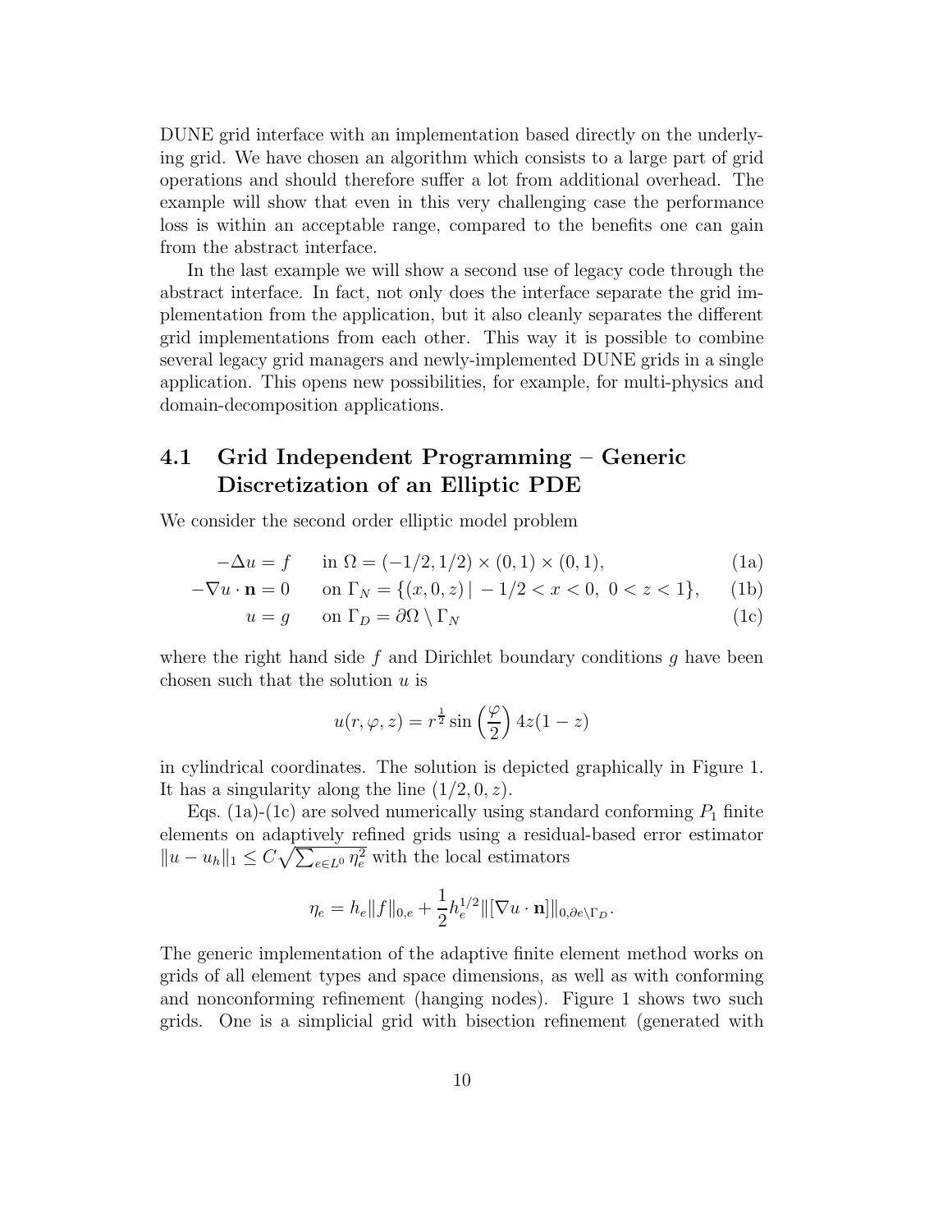DUNE grid interface with an implementation based directly on the underlying grid. We have chosen an algorithm which consists to a large part of grid operations and should therefore suffer a lot from additional overhead. The example will show that even in this very challenging case the performance loss is within an acceptable range, compared to the benefits one can gain from the abstract interface.

In the last example we will show a second use of legacy code through the abstract interface. In fact, not only does the interface separate the grid implementation from the application, but it also cleanly separates the different grid implementations from each other. This way it is possible to combine several legacy grid managers and newly-implemented DUNE grids in a single application. This opens new possibilities, for example, for multi-physics and domain-decomposition applications.

## 4.1 Grid Independent Programming – Generic Discretization of an Elliptic PDE

We consider the second order elliptic model problem

$$-\Delta u = f \qquad \text{in } \Omega = (-1/2, 1/2) \times (0,1) \times (0,1), \tag{1a}$$

$$-\nabla u \cdot \mathbf{n} = 0 \qquad \text{on } \Gamma_N = \{(x, 0, z) \,|\, -1/2 < x < 0,\ 0 < z < 1\}, \tag{1b}$$

$$u = g \qquad \text{on } \Gamma_D = \partial\Omega \setminus \Gamma_N \tag{1c}$$

where the right hand side $f$ and Dirichlet boundary conditions $g$ have been chosen such that the solution $u$ is

$$u(r, \varphi, z) = r^{\frac{1}{2}} \sin\left(\frac{\varphi}{2}\right) 4z(1-z)$$

in cylindrical coordinates. The solution is depicted graphically in Figure 1. It has a singularity along the line $(1/2, 0, z)$.

Eqs. (1a)-(1c) are solved numerically using standard conforming $P_1$ finite elements on adaptively refined grids using a residual-based error estimator $\|u - u_h\|_1 \leq C\sqrt{\sum_{e \in L^0} \eta_e^2}$ with the local estimators

$$\eta_e = h_e \|f\|_{0,e} + \frac{1}{2} h_e^{1/2} \|[\nabla u \cdot \mathbf{n}]\|_{0, \partial e \setminus \Gamma_D}.$$

The generic implementation of the adaptive finite element method works on grids of all element types and space dimensions, as well as with conforming and nonconforming refinement (hanging nodes). Figure 1 shows two such grids. One is a simplicial grid with bisection refinement (generated with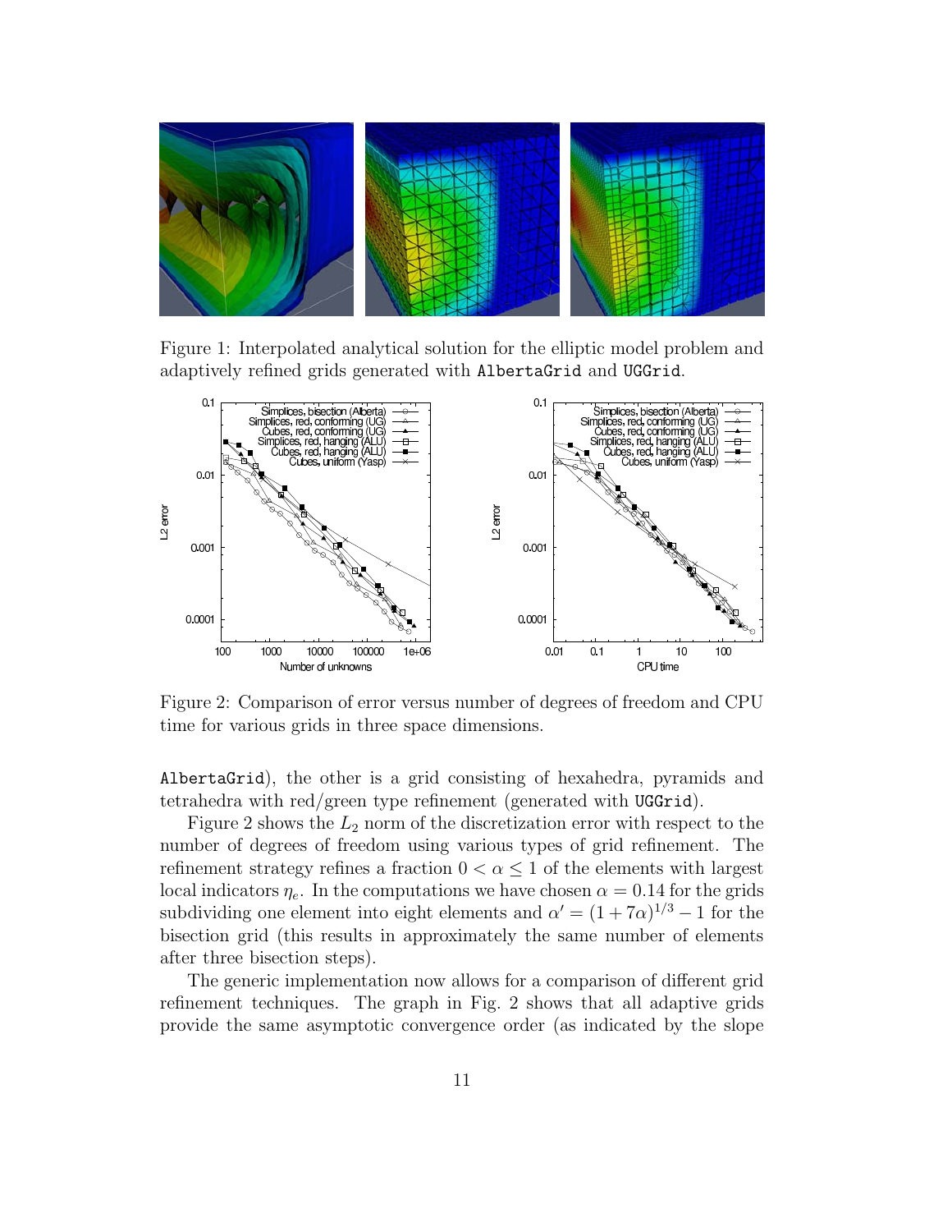Figure 1: Interpolated analytical solution for the elliptic model problem and adaptively refined grids generated with AlbertaGrid and UGGrid.

Figure 2: Comparison of error versus number of degrees of freedom and CPU time for various grids in three space dimensions.

AlbertaGrid), the other is a grid consisting of hexahedra, pyramids and tetrahedra with red/green type refinement (generated with UGGrid).

Figure 2 shows the $L_2$ norm of the discretization error with respect to the number of degrees of freedom using various types of grid refinement. The refinement strategy refines a fraction $0 < \alpha \leq 1$ of the elements with largest local indicators $\eta_e$. In the computations we have chosen $\alpha = 0.14$ for the grids subdividing one element into eight elements and $\alpha' = (1 + 7\alpha)^{1/3} - 1$ for the bisection grid (this results in approximately the same number of elements after three bisection steps).

The generic implementation now allows for a comparison of different grid refinement techniques. The graph in Fig. 2 shows that all adaptive grids provide the same asymptotic convergence order (as indicated by the slope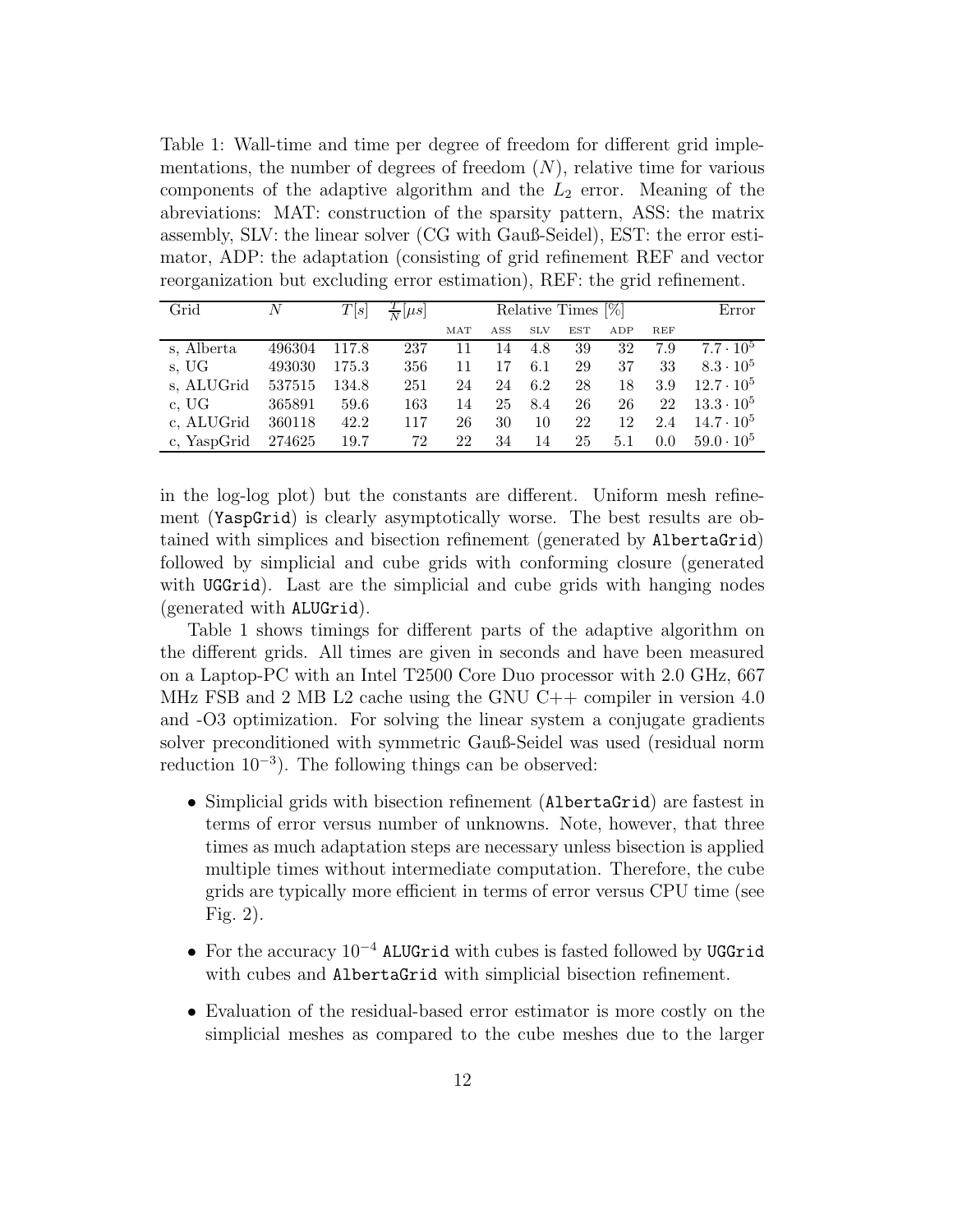Table 1: Wall-time and time per degree of freedom for different grid implementations, the number of degrees of freedom ($N$), relative time for various components of the adaptive algorithm and the $L_2$ error. Meaning of the abreviations: MAT: construction of the sparsity pattern, ASS: the matrix assembly, SLV: the linear solver (CG with Gauß-Seidel), EST: the error estimator, ADP: the adaptation (consisting of grid refinement REF and vector reorganization but excluding error estimation), REF: the grid refinement.

| Grid | $N$ | $T[s]$ | $\frac{T}{N}[\mu s]$ | Relative Times [%] | | | | | | Error |
|---|---|---|---|---|---|---|---|---|---|---|
| | | | | MAT | ASS | SLV | EST | ADP | REF | |
| s, Alberta | 496304 | 117.8 | 237 | 11 | 14 | 4.8 | 39 | 32 | 7.9 | $7.7 \cdot 10^5$ |
| s, UG | 493030 | 175.3 | 356 | 11 | 17 | 6.1 | 29 | 37 | 33 | $8.3 \cdot 10^5$ |
| s, ALUGrid | 537515 | 134.8 | 251 | 24 | 24 | 6.2 | 28 | 18 | 3.9 | $12.7 \cdot 10^5$ |
| c, UG | 365891 | 59.6 | 163 | 14 | 25 | 8.4 | 26 | 26 | 22 | $13.3 \cdot 10^5$ |
| c, ALUGrid | 360118 | 42.2 | 117 | 26 | 30 | 10 | 22 | 12 | 2.4 | $14.7 \cdot 10^5$ |
| c, YaspGrid | 274625 | 19.7 | 72 | 22 | 34 | 14 | 25 | 5.1 | 0.0 | $59.0 \cdot 10^5$ |

in the log-log plot) but the constants are different. Uniform mesh refinement (`YaspGrid`) is clearly asymptotically worse. The best results are obtained with simplices and bisection refinement (generated by `AlbertaGrid`) followed by simplicial and cube grids with conforming closure (generated with `UGGrid`). Last are the simplicial and cube grids with hanging nodes (generated with `ALUGrid`).

Table 1 shows timings for different parts of the adaptive algorithm on the different grids. All times are given in seconds and have been measured on a Laptop-PC with an Intel T2500 Core Duo processor with 2.0 GHz, 667 MHz FSB and 2 MB L2 cache using the GNU C++ compiler in version 4.0 and -O3 optimization. For solving the linear system a conjugate gradients solver preconditioned with symmetric Gauß-Seidel was used (residual norm reduction $10^{-3}$). The following things can be observed:

- Simplicial grids with bisection refinement (`AlbertaGrid`) are fastest in terms of error versus number of unknowns. Note, however, that three times as much adaptation steps are necessary unless bisection is applied multiple times without intermediate computation. Therefore, the cube grids are typically more efficient in terms of error versus CPU time (see Fig. 2).
- For the accuracy $10^{-4}$ `ALUGrid` with cubes is fasted followed by `UGGrid` with cubes and `AlbertaGrid` with simplicial bisection refinement.
- Evaluation of the residual-based error estimator is more costly on the simplicial meshes as compared to the cube meshes due to the larger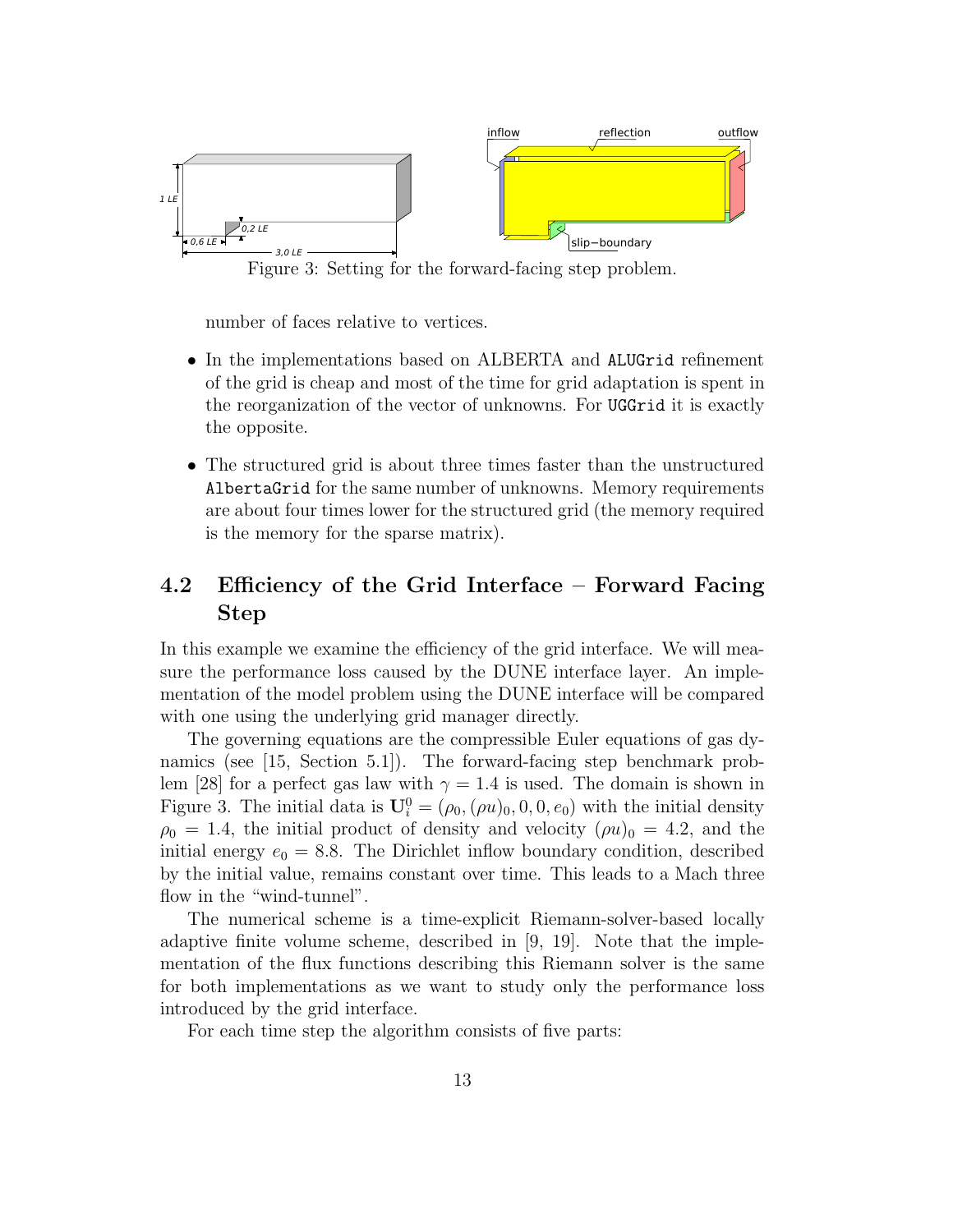Figure 3: Setting for the forward-facing step problem.

number of faces relative to vertices.

- In the implementations based on ALBERTA and `ALUGrid` refinement of the grid is cheap and most of the time for grid adaptation is spent in the reorganization of the vector of unknowns. For `UGGrid` it is exactly the opposite.
- The structured grid is about three times faster than the unstructured `AlbertaGrid` for the same number of unknowns. Memory requirements are about four times lower for the structured grid (the memory required is the memory for the sparse matrix).

## 4.2 Efficiency of the Grid Interface – Forward Facing Step

In this example we examine the efficiency of the grid interface. We will measure the performance loss caused by the DUNE interface layer. An implementation of the model problem using the DUNE interface will be compared with one using the underlying grid manager directly.

The governing equations are the compressible Euler equations of gas dynamics (see [15, Section 5.1]). The forward-facing step benchmark problem [28] for a perfect gas law with $\gamma = 1.4$ is used. The domain is shown in Figure 3. The initial data is $\mathbf{U}_i^0 = (\rho_0, (\rho u)_0, 0, 0, e_0)$ with the initial density $\rho_0 = 1.4$, the initial product of density and velocity $(\rho u)_0 = 4.2$, and the initial energy $e_0 = 8.8$. The Dirichlet inflow boundary condition, described by the initial value, remains constant over time. This leads to a Mach three flow in the "wind-tunnel".

The numerical scheme is a time-explicit Riemann-solver-based locally adaptive finite volume scheme, described in [9, 19]. Note that the implementation of the flux functions describing this Riemann solver is the same for both implementations as we want to study only the performance loss introduced by the grid interface.

For each time step the algorithm consists of five parts: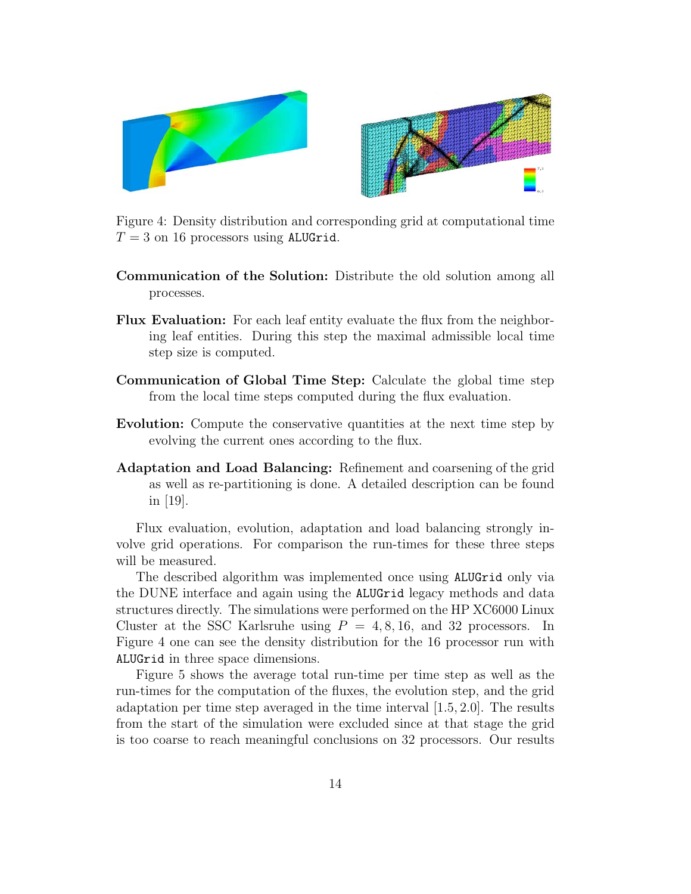Figure 4: Density distribution and corresponding grid at computational time $T = 3$ on 16 processors using `ALUGrid`.

**Communication of the Solution:** Distribute the old solution among all processes.

**Flux Evaluation:** For each leaf entity evaluate the flux from the neighboring leaf entities. During this step the maximal admissible local time step size is computed.

**Communication of Global Time Step:** Calculate the global time step from the local time steps computed during the flux evaluation.

**Evolution:** Compute the conservative quantities at the next time step by evolving the current ones according to the flux.

**Adaptation and Load Balancing:** Refinement and coarsening of the grid as well as re-partitioning is done. A detailed description can be found in [19].

Flux evaluation, evolution, adaptation and load balancing strongly involve grid operations. For comparison the run-times for these three steps will be measured.

The described algorithm was implemented once using `ALUGrid` only via the DUNE interface and again using the `ALUGrid` legacy methods and data structures directly. The simulations were performed on the HP XC6000 Linux Cluster at the SSC Karlsruhe using $P = 4, 8, 16$, and 32 processors. In Figure 4 one can see the density distribution for the 16 processor run with `ALUGrid` in three space dimensions.

Figure 5 shows the average total run-time per time step as well as the run-times for the computation of the fluxes, the evolution step, and the grid adaptation per time step averaged in the time interval $[1.5, 2.0]$. The results from the start of the simulation were excluded since at that stage the grid is too coarse to reach meaningful conclusions on 32 processors. Our results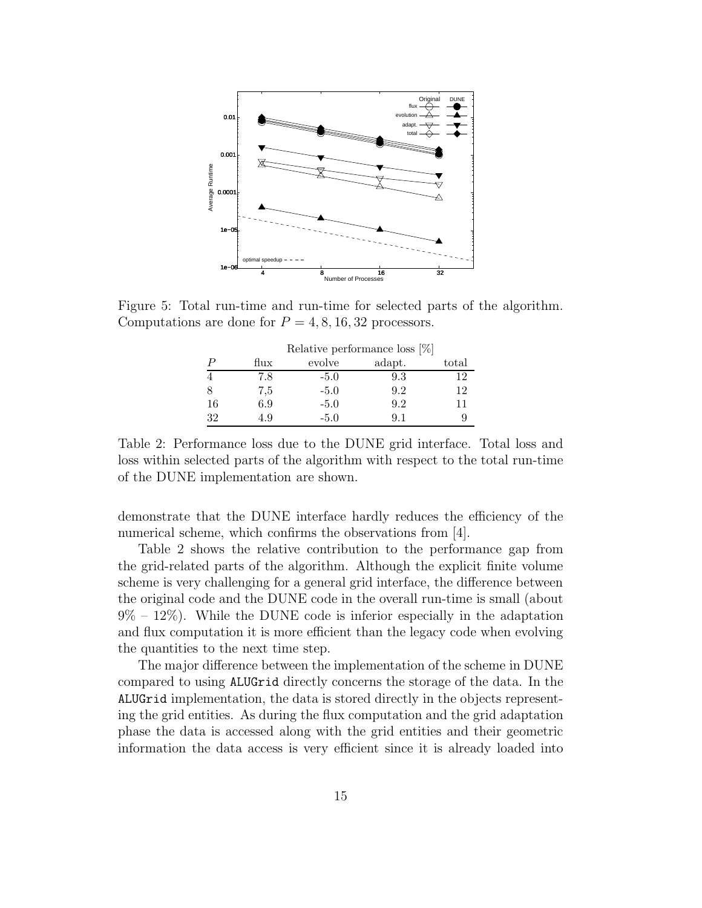Figure 5: Total run-time and run-time for selected parts of the algorithm. Computations are done for $P = 4, 8, 16, 32$ processors.

| | Relative performance loss [%] | | | |
|---|---|---|---|---|
| $P$ | flux | evolve | adapt. | total |
| 4 | 7.8 | -5.0 | 9.3 | 12 |
| 8 | 7,5 | -5.0 | 9.2 | 12 |
| 16 | 6.9 | -5.0 | 9.2 | 11 |
| 32 | 4.9 | -5.0 | 9.1 | 9 |

Table 2: Performance loss due to the DUNE grid interface. Total loss and loss within selected parts of the algorithm with respect to the total run-time of the DUNE implementation are shown.

demonstrate that the DUNE interface hardly reduces the efficiency of the numerical scheme, which confirms the observations from [4].

Table 2 shows the relative contribution to the performance gap from the grid-related parts of the algorithm. Although the explicit finite volume scheme is very challenging for a general grid interface, the difference between the original code and the DUNE code in the overall run-time is small (about 9% – 12%). While the DUNE code is inferior especially in the adaptation and flux computation it is more efficient than the legacy code when evolving the quantities to the next time step.

The major difference between the implementation of the scheme in DUNE compared to using `ALUGrid` directly concerns the storage of the data. In the `ALUGrid` implementation, the data is stored directly in the objects representing the grid entities. As during the flux computation and the grid adaptation phase the data is accessed along with the grid entities and their geometric information the data access is very efficient since it is already loaded into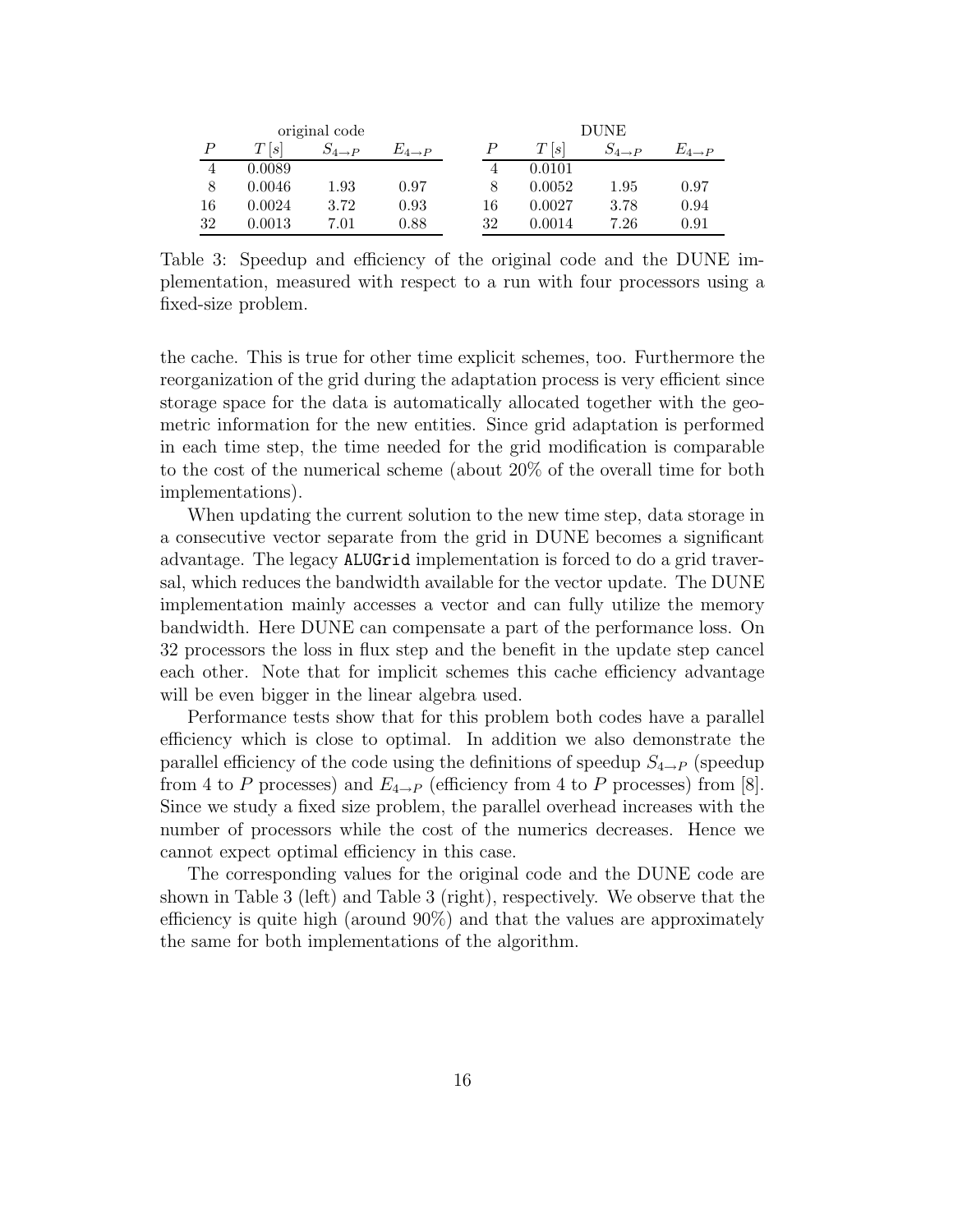| original code | | | | | DUNE | | | |
|---|---|---|---|---|---|---|---|---|
| $P$ | $T\,[s]$ | $S_{4\to P}$ | $E_{4\to P}$ | | $P$ | $T\,[s]$ | $S_{4\to P}$ | $E_{4\to P}$ |
| 4 | 0.0089 | | | | 4 | 0.0101 | | |
| 8 | 0.0046 | 1.93 | 0.97 | | 8 | 0.0052 | 1.95 | 0.97 |
| 16 | 0.0024 | 3.72 | 0.93 | | 16 | 0.0027 | 3.78 | 0.94 |
| 32 | 0.0013 | 7.01 | 0.88 | | 32 | 0.0014 | 7.26 | 0.91 |

Table 3: Speedup and efficiency of the original code and the DUNE implementation, measured with respect to a run with four processors using a fixed-size problem.

the cache. This is true for other time explicit schemes, too. Furthermore the reorganization of the grid during the adaptation process is very efficient since storage space for the data is automatically allocated together with the geometric information for the new entities. Since grid adaptation is performed in each time step, the time needed for the grid modification is comparable to the cost of the numerical scheme (about 20% of the overall time for both implementations).

When updating the current solution to the new time step, data storage in a consecutive vector separate from the grid in DUNE becomes a significant advantage. The legacy `ALUGrid` implementation is forced to do a grid traversal, which reduces the bandwidth available for the vector update. The DUNE implementation mainly accesses a vector and can fully utilize the memory bandwidth. Here DUNE can compensate a part of the performance loss. On 32 processors the loss in flux step and the benefit in the update step cancel each other. Note that for implicit schemes this cache efficiency advantage will be even bigger in the linear algebra used.

Performance tests show that for this problem both codes have a parallel efficiency which is close to optimal. In addition we also demonstrate the parallel efficiency of the code using the definitions of speedup $S_{4\to P}$ (speedup from 4 to $P$ processes) and $E_{4\to P}$ (efficiency from 4 to $P$ processes) from [8]. Since we study a fixed size problem, the parallel overhead increases with the number of processors while the cost of the numerics decreases. Hence we cannot expect optimal efficiency in this case.

The corresponding values for the original code and the DUNE code are shown in Table 3 (left) and Table 3 (right), respectively. We observe that the efficiency is quite high (around 90%) and that the values are approximately the same for both implementations of the algorithm.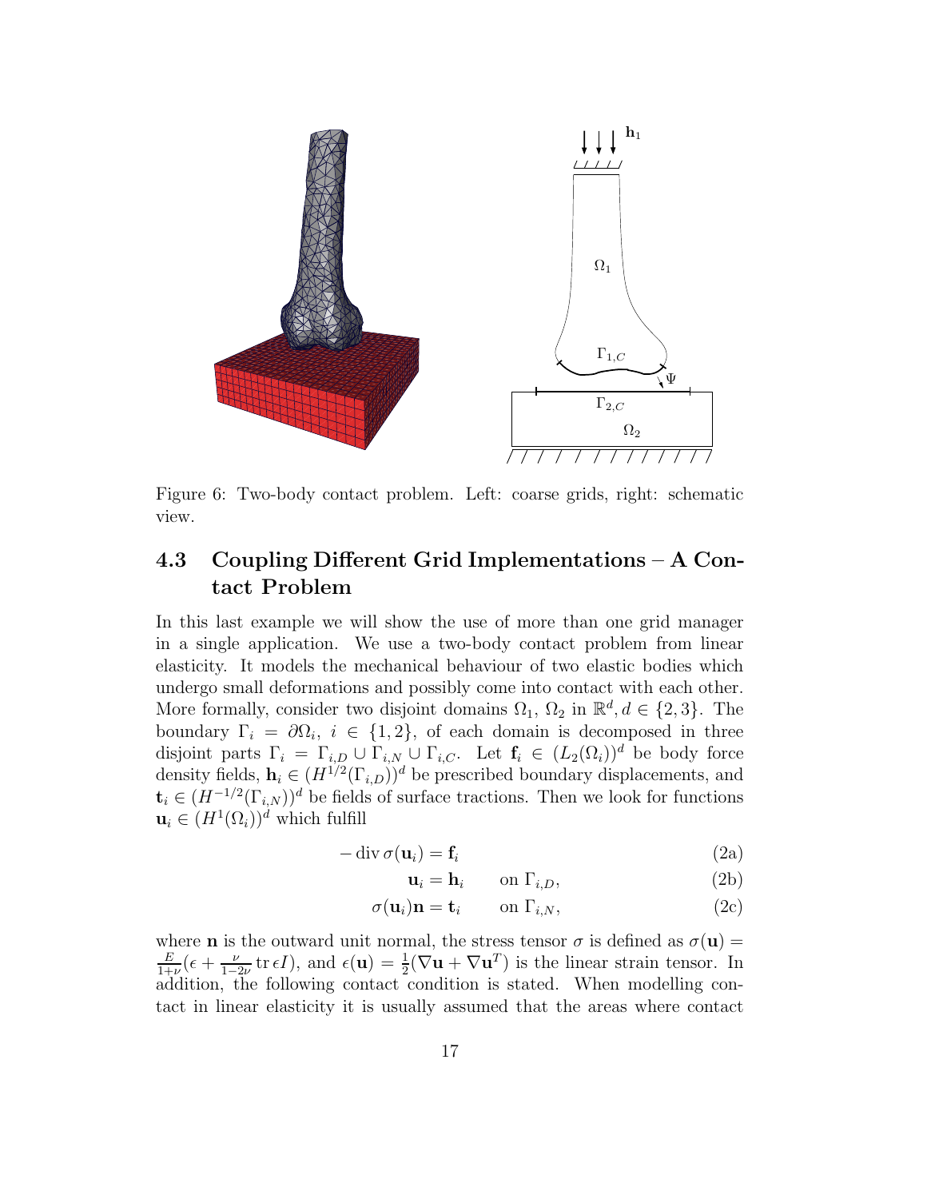Figure 6: Two-body contact problem. Left: coarse grids, right: schematic view.

### 4.3 Coupling Different Grid Implementations – A Contact Problem

In this last example we will show the use of more than one grid manager in a single application. We use a two-body contact problem from linear elasticity. It models the mechanical behaviour of two elastic bodies which undergo small deformations and possibly come into contact with each other. More formally, consider two disjoint domains $\Omega_1$, $\Omega_2$ in $\mathbb{R}^d, d \in \{2, 3\}$. The boundary $\Gamma_i = \partial\Omega_i$, $i \in \{1, 2\}$, of each domain is decomposed in three disjoint parts $\Gamma_i = \Gamma_{i,D} \cup \Gamma_{i,N} \cup \Gamma_{i,C}$. Let $\mathbf{f}_i \in (L_2(\Omega_i))^d$ be body force density fields, $\mathbf{h}_i \in (H^{1/2}(\Gamma_{i,D}))^d$ be prescribed boundary displacements, and $\mathbf{t}_i \in (H^{-1/2}(\Gamma_{i,N}))^d$ be fields of surface tractions. Then we look for functions $\mathbf{u}_i \in (H^1(\Omega_i))^d$ which fulfill

$$-\operatorname{div} \sigma(\mathbf{u}_i) = \mathbf{f}_i \tag{2a}$$

$$\mathbf{u}_i = \mathbf{h}_i \qquad \text{on } \Gamma_{i,D}, \tag{2b}$$

$$\sigma(\mathbf{u}_i)\mathbf{n} = \mathbf{t}_i \qquad \text{on } \Gamma_{i,N}, \tag{2c}$$

where $\mathbf{n}$ is the outward unit normal, the stress tensor $\sigma$ is defined as $\sigma(\mathbf{u}) = \frac{E}{1+\nu}(\epsilon + \frac{\nu}{1-2\nu} \operatorname{tr} \epsilon I)$, and $\epsilon(\mathbf{u}) = \frac{1}{2}(\nabla \mathbf{u} + \nabla \mathbf{u}^T)$ is the linear strain tensor. In addition, the following contact condition is stated. When modelling contact in linear elasticity it is usually assumed that the areas where contact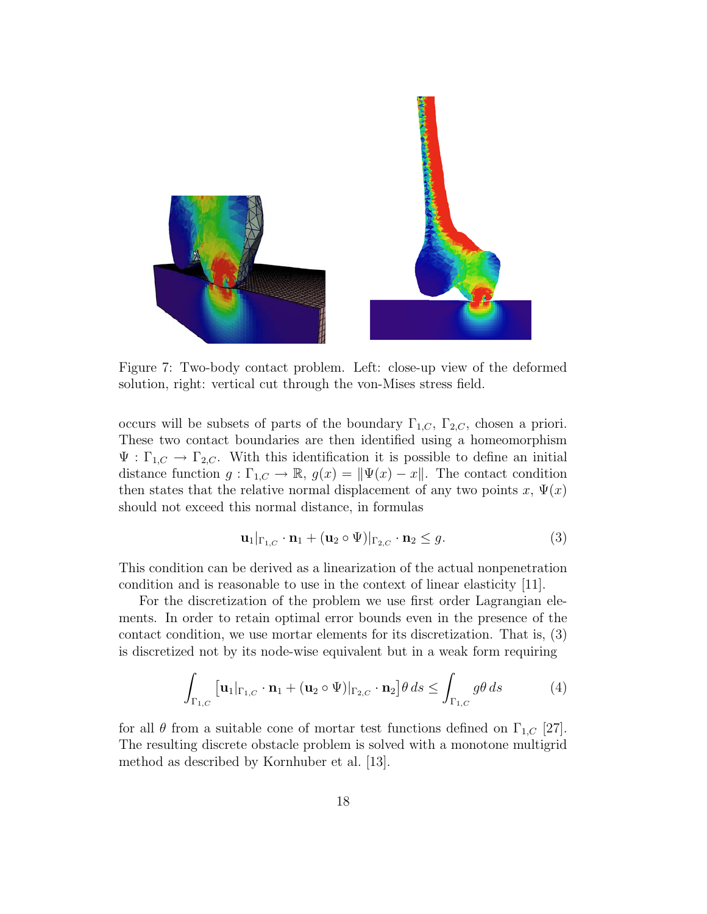Figure 7: Two-body contact problem. Left: close-up view of the deformed solution, right: vertical cut through the von-Mises stress field.

occurs will be subsets of parts of the boundary $\Gamma_{1,C}$, $\Gamma_{2,C}$, chosen a priori. These two contact boundaries are then identified using a homeomorphism $\Psi : \Gamma_{1,C} \to \Gamma_{2,C}$. With this identification it is possible to define an initial distance function $g : \Gamma_{1,C} \to \mathbb{R}$, $g(x) = \|\Psi(x) - x\|$. The contact condition then states that the relative normal displacement of any two points $x$, $\Psi(x)$ should not exceed this normal distance, in formulas

$$\mathbf{u}_1|_{\Gamma_{1,C}} \cdot \mathbf{n}_1 + (\mathbf{u}_2 \circ \Psi)|_{\Gamma_{2,C}} \cdot \mathbf{n}_2 \leq g. \tag{3}$$

This condition can be derived as a linearization of the actual nonpenetration condition and is reasonable to use in the context of linear elasticity [11].

For the discretization of the problem we use first order Lagrangian elements. In order to retain optimal error bounds even in the presence of the contact condition, we use mortar elements for its discretization. That is, (3) is discretized not by its node-wise equivalent but in a weak form requiring

$$\int_{\Gamma_{1,C}} \left[\mathbf{u}_1|_{\Gamma_{1,C}} \cdot \mathbf{n}_1 + (\mathbf{u}_2 \circ \Psi)|_{\Gamma_{2,C}} \cdot \mathbf{n}_2\right] \theta \, ds \leq \int_{\Gamma_{1,C}} g\theta \, ds \tag{4}$$

for all $\theta$ from a suitable cone of mortar test functions defined on $\Gamma_{1,C}$ [27]. The resulting discrete obstacle problem is solved with a monotone multigrid method as described by Kornhuber et al. [13].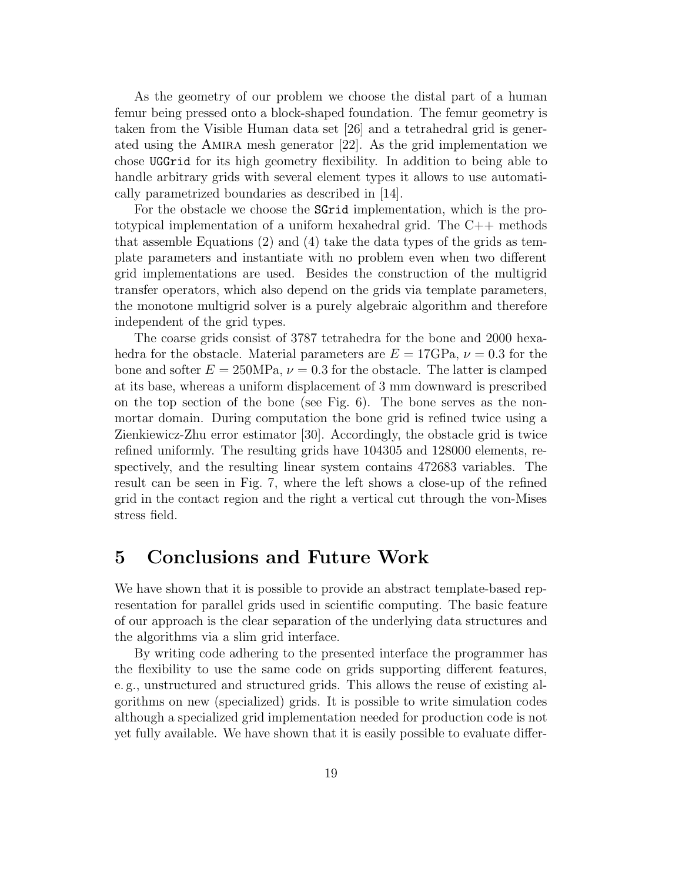As the geometry of our problem we choose the distal part of a human femur being pressed onto a block-shaped foundation. The femur geometry is taken from the Visible Human data set [26] and a tetrahedral grid is generated using the Amira mesh generator [22]. As the grid implementation we chose `UGGrid` for its high geometry flexibility. In addition to being able to handle arbitrary grids with several element types it allows to use automatically parametrized boundaries as described in [14].

For the obstacle we choose the `SGrid` implementation, which is the prototypical implementation of a uniform hexahedral grid. The C++ methods that assemble Equations (2) and (4) take the data types of the grids as template parameters and instantiate with no problem even when two different grid implementations are used. Besides the construction of the multigrid transfer operators, which also depend on the grids via template parameters, the monotone multigrid solver is a purely algebraic algorithm and therefore independent of the grid types.

The coarse grids consist of 3787 tetrahedra for the bone and 2000 hexahedra for the obstacle. Material parameters are $E = 17\text{GPa}$, $\nu = 0.3$ for the bone and softer $E = 250\text{MPa}$, $\nu = 0.3$ for the obstacle. The latter is clamped at its base, whereas a uniform displacement of 3 mm downward is prescribed on the top section of the bone (see Fig. 6). The bone serves as the nonmortar domain. During computation the bone grid is refined twice using a Zienkiewicz-Zhu error estimator [30]. Accordingly, the obstacle grid is twice refined uniformly. The resulting grids have 104305 and 128000 elements, respectively, and the resulting linear system contains 472683 variables. The result can be seen in Fig. 7, where the left shows a close-up of the refined grid in the contact region and the right a vertical cut through the von-Mises stress field.

# 5 Conclusions and Future Work

We have shown that it is possible to provide an abstract template-based representation for parallel grids used in scientific computing. The basic feature of our approach is the clear separation of the underlying data structures and the algorithms via a slim grid interface.

By writing code adhering to the presented interface the programmer has the flexibility to use the same code on grids supporting different features, e. g., unstructured and structured grids. This allows the reuse of existing algorithms on new (specialized) grids. It is possible to write simulation codes although a specialized grid implementation needed for production code is not yet fully available. We have shown that it is easily possible to evaluate differ-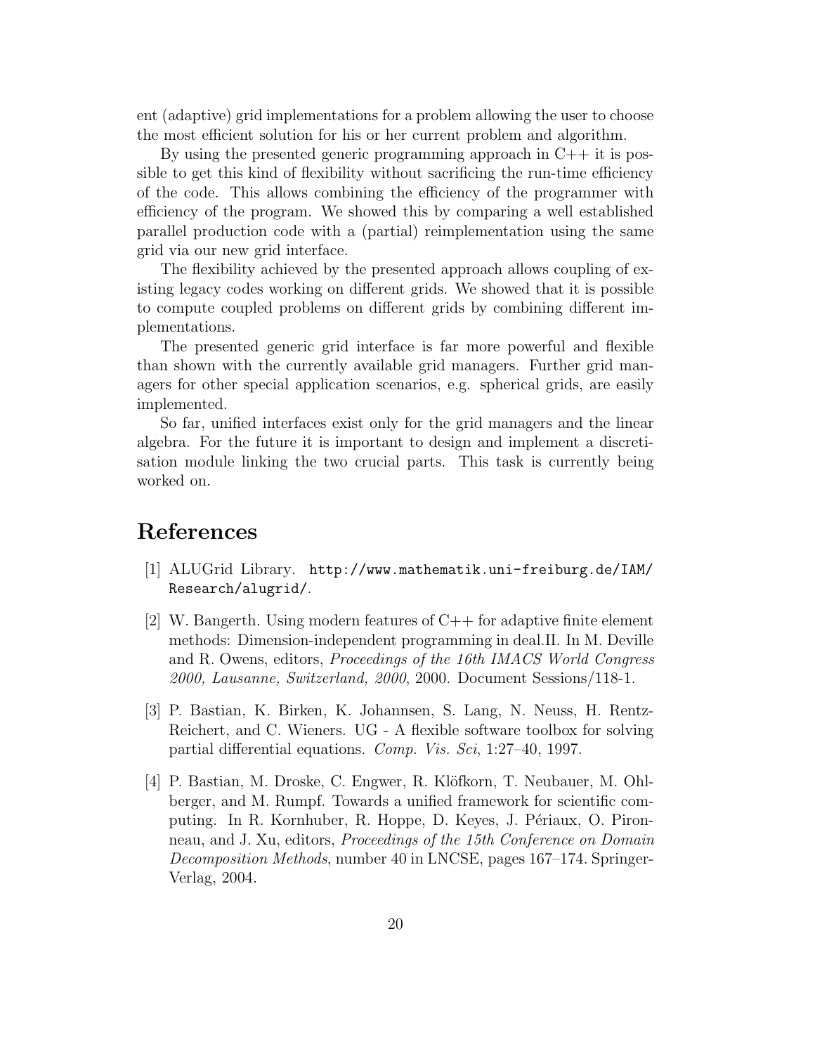ent (adaptive) grid implementations for a problem allowing the user to choose the most efficient solution for his or her current problem and algorithm.

By using the presented generic programming approach in C++ it is possible to get this kind of flexibility without sacrificing the run-time efficiency of the code. This allows combining the efficiency of the programmer with efficiency of the program. We showed this by comparing a well established parallel production code with a (partial) reimplementation using the same grid via our new grid interface.

The flexibility achieved by the presented approach allows coupling of existing legacy codes working on different grids. We showed that it is possible to compute coupled problems on different grids by combining different implementations.

The presented generic grid interface is far more powerful and flexible than shown with the currently available grid managers. Further grid managers for other special application scenarios, e.g. spherical grids, are easily implemented.

So far, unified interfaces exist only for the grid managers and the linear algebra. For the future it is important to design and implement a discretisation module linking the two crucial parts. This task is currently being worked on.

# References

[1] ALUGrid Library. `http://www.mathematik.uni-freiburg.de/IAM/Research/alugrid/`.

[2] W. Bangerth. Using modern features of C++ for adaptive finite element methods: Dimension-independent programming in deal.II. In M. Deville and R. Owens, editors, *Proceedings of the 16th IMACS World Congress 2000, Lausanne, Switzerland, 2000*, 2000. Document Sessions/118-1.

[3] P. Bastian, K. Birken, K. Johannsen, S. Lang, N. Neuss, H. Rentz-Reichert, and C. Wieners. UG - A flexible software toolbox for solving partial differential equations. *Comp. Vis. Sci*, 1:27–40, 1997.

[4] P. Bastian, M. Droske, C. Engwer, R. Klöfkorn, T. Neubauer, M. Ohlberger, and M. Rumpf. Towards a unified framework for scientific computing. In R. Kornhuber, R. Hoppe, D. Keyes, J. Périaux, O. Pironneau, and J. Xu, editors, *Proceedings of the 15th Conference on Domain Decomposition Methods*, number 40 in LNCSE, pages 167–174. Springer-Verlag, 2004.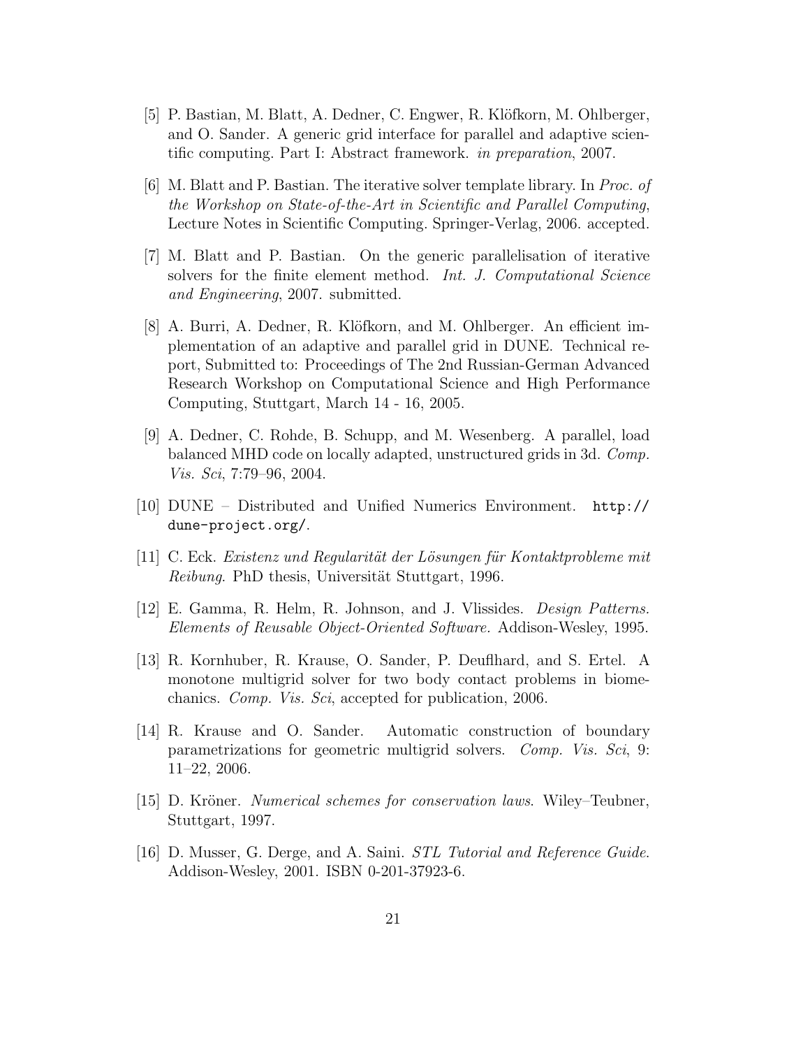[5] P. Bastian, M. Blatt, A. Dedner, C. Engwer, R. Klöfkorn, M. Ohlberger, and O. Sander. A generic grid interface for parallel and adaptive scientific computing. Part I: Abstract framework. *in preparation*, 2007.

[6] M. Blatt and P. Bastian. The iterative solver template library. In *Proc. of the Workshop on State-of-the-Art in Scientific and Parallel Computing*, Lecture Notes in Scientific Computing. Springer-Verlag, 2006. accepted.

[7] M. Blatt and P. Bastian. On the generic parallelisation of iterative solvers for the finite element method. *Int. J. Computational Science and Engineering*, 2007. submitted.

[8] A. Burri, A. Dedner, R. Klöfkorn, and M. Ohlberger. An efficient implementation of an adaptive and parallel grid in DUNE. Technical report, Submitted to: Proceedings of The 2nd Russian-German Advanced Research Workshop on Computational Science and High Performance Computing, Stuttgart, March 14 - 16, 2005.

[9] A. Dedner, C. Rohde, B. Schupp, and M. Wesenberg. A parallel, load balanced MHD code on locally adapted, unstructured grids in 3d. *Comp. Vis. Sci*, 7:79–96, 2004.

[10] DUNE – Distributed and Unified Numerics Environment. `http://dune-project.org/`.

[11] C. Eck. *Existenz und Regularität der Lösungen für Kontaktprobleme mit Reibung*. PhD thesis, Universität Stuttgart, 1996.

[12] E. Gamma, R. Helm, R. Johnson, and J. Vlissides. *Design Patterns. Elements of Reusable Object-Oriented Software.* Addison-Wesley, 1995.

[13] R. Kornhuber, R. Krause, O. Sander, P. Deuflhard, and S. Ertel. A monotone multigrid solver for two body contact problems in biomechanics. *Comp. Vis. Sci*, accepted for publication, 2006.

[14] R. Krause and O. Sander. Automatic construction of boundary parametrizations for geometric multigrid solvers. *Comp. Vis. Sci*, 9: 11–22, 2006.

[15] D. Kröner. *Numerical schemes for conservation laws*. Wiley–Teubner, Stuttgart, 1997.

[16] D. Musser, G. Derge, and A. Saini. *STL Tutorial and Reference Guide*. Addison-Wesley, 2001. ISBN 0-201-37923-6.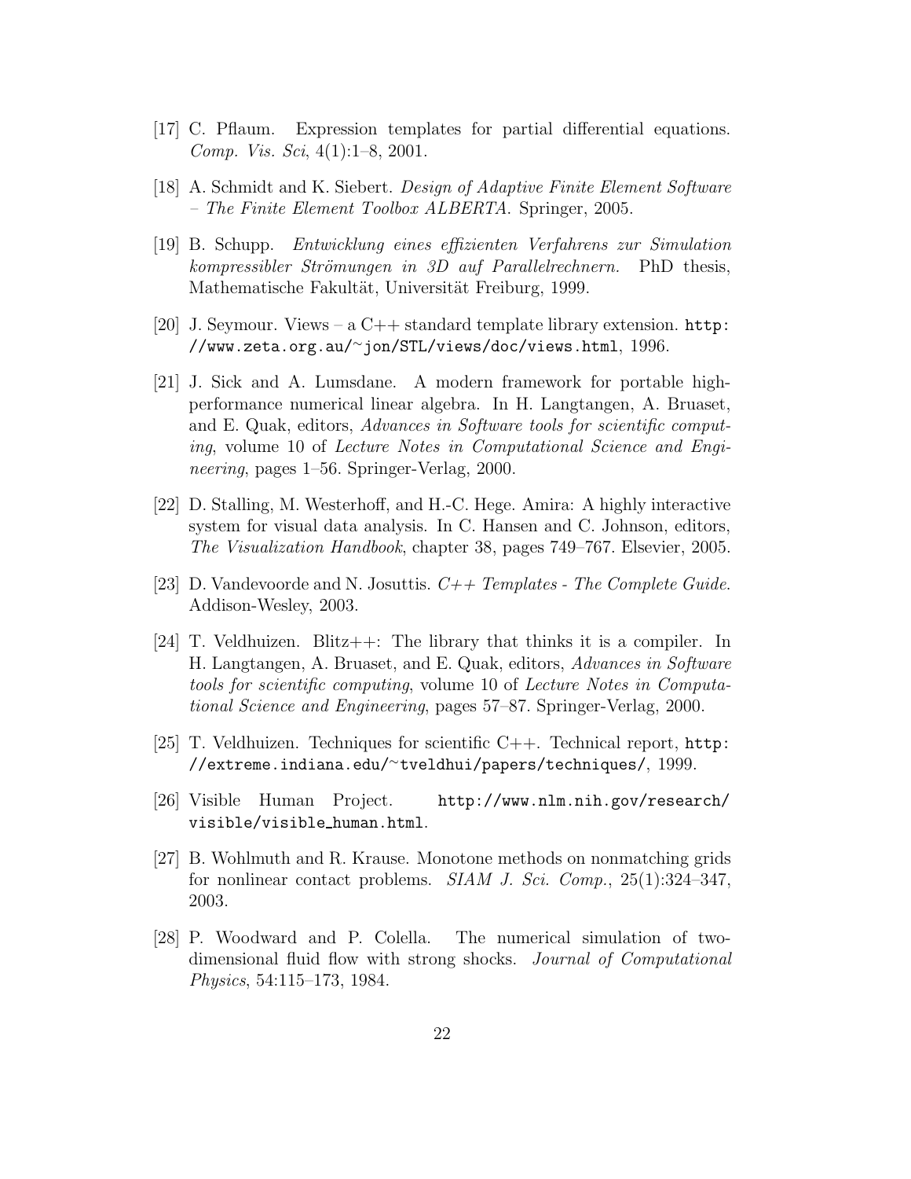[17] C. Pflaum. Expression templates for partial differential equations. *Comp. Vis. Sci*, 4(1):1–8, 2001.

[18] A. Schmidt and K. Siebert. *Design of Adaptive Finite Element Software – The Finite Element Toolbox ALBERTA*. Springer, 2005.

[19] B. Schupp. *Entwicklung eines effizienten Verfahrens zur Simulation kompressibler Strömungen in 3D auf Parallelrechnern.* PhD thesis, Mathematische Fakultät, Universität Freiburg, 1999.

[20] J. Seymour. Views – a C++ standard template library extension. `http://www.zeta.org.au/~jon/STL/views/doc/views.html`, 1996.

[21] J. Sick and A. Lumsdane. A modern framework for portable high-performance numerical linear algebra. In H. Langtangen, A. Bruaset, and E. Quak, editors, *Advances in Software tools for scientific computing*, volume 10 of *Lecture Notes in Computational Science and Engineering*, pages 1–56. Springer-Verlag, 2000.

[22] D. Stalling, M. Westerhoff, and H.-C. Hege. Amira: A highly interactive system for visual data analysis. In C. Hansen and C. Johnson, editors, *The Visualization Handbook*, chapter 38, pages 749–767. Elsevier, 2005.

[23] D. Vandevoorde and N. Josuttis. *C++ Templates - The Complete Guide.* Addison-Wesley, 2003.

[24] T. Veldhuizen. Blitz++: The library that thinks it is a compiler. In H. Langtangen, A. Bruaset, and E. Quak, editors, *Advances in Software tools for scientific computing*, volume 10 of *Lecture Notes in Computational Science and Engineering*, pages 57–87. Springer-Verlag, 2000.

[25] T. Veldhuizen. Techniques for scientific C++. Technical report, `http://extreme.indiana.edu/~tveldhui/papers/techniques/`, 1999.

[26] Visible Human Project. `http://www.nlm.nih.gov/research/visible/visible_human.html`.

[27] B. Wohlmuth and R. Krause. Monotone methods on nonmatching grids for nonlinear contact problems. *SIAM J. Sci. Comp.*, 25(1):324–347, 2003.

[28] P. Woodward and P. Colella. The numerical simulation of two-dimensional fluid flow with strong shocks. *Journal of Computational Physics*, 54:115–173, 1984.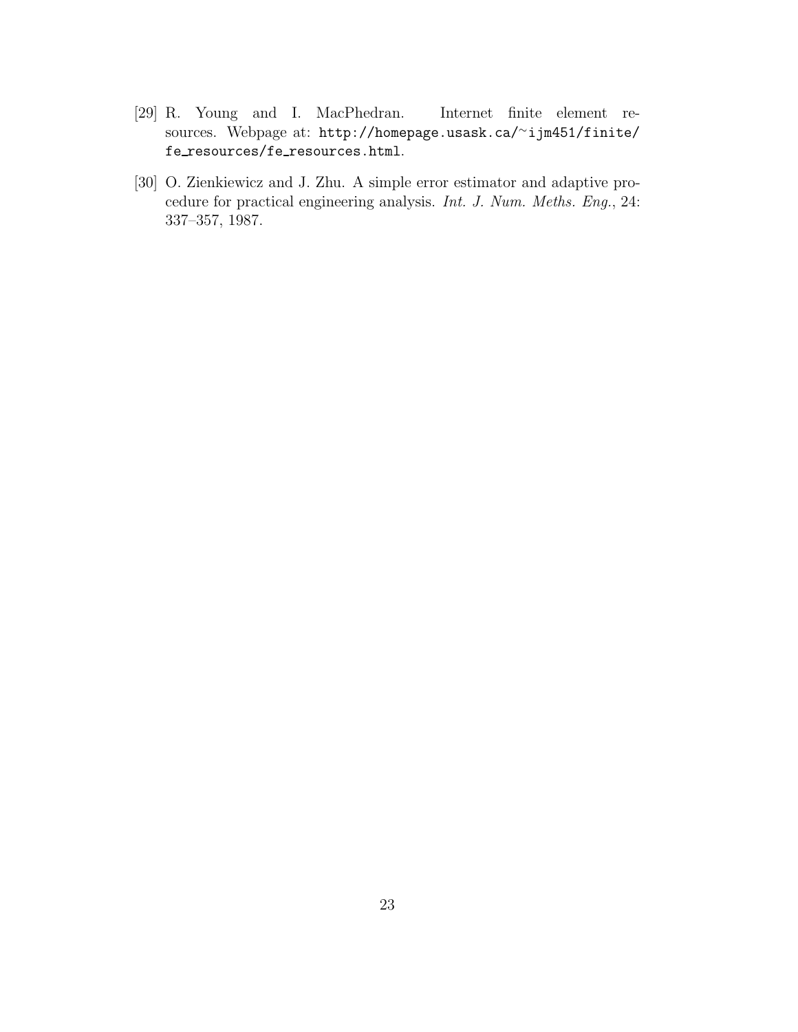[29] R. Young and I. MacPhedran. Internet finite element resources. Webpage at: `http://homepage.usask.ca/~ijm451/finite/fe_resources/fe_resources.html`.

[30] O. Zienkiewicz and J. Zhu. A simple error estimator and adaptive procedure for practical engineering analysis. *Int. J. Num. Meths. Eng.*, 24: 337–357, 1987.